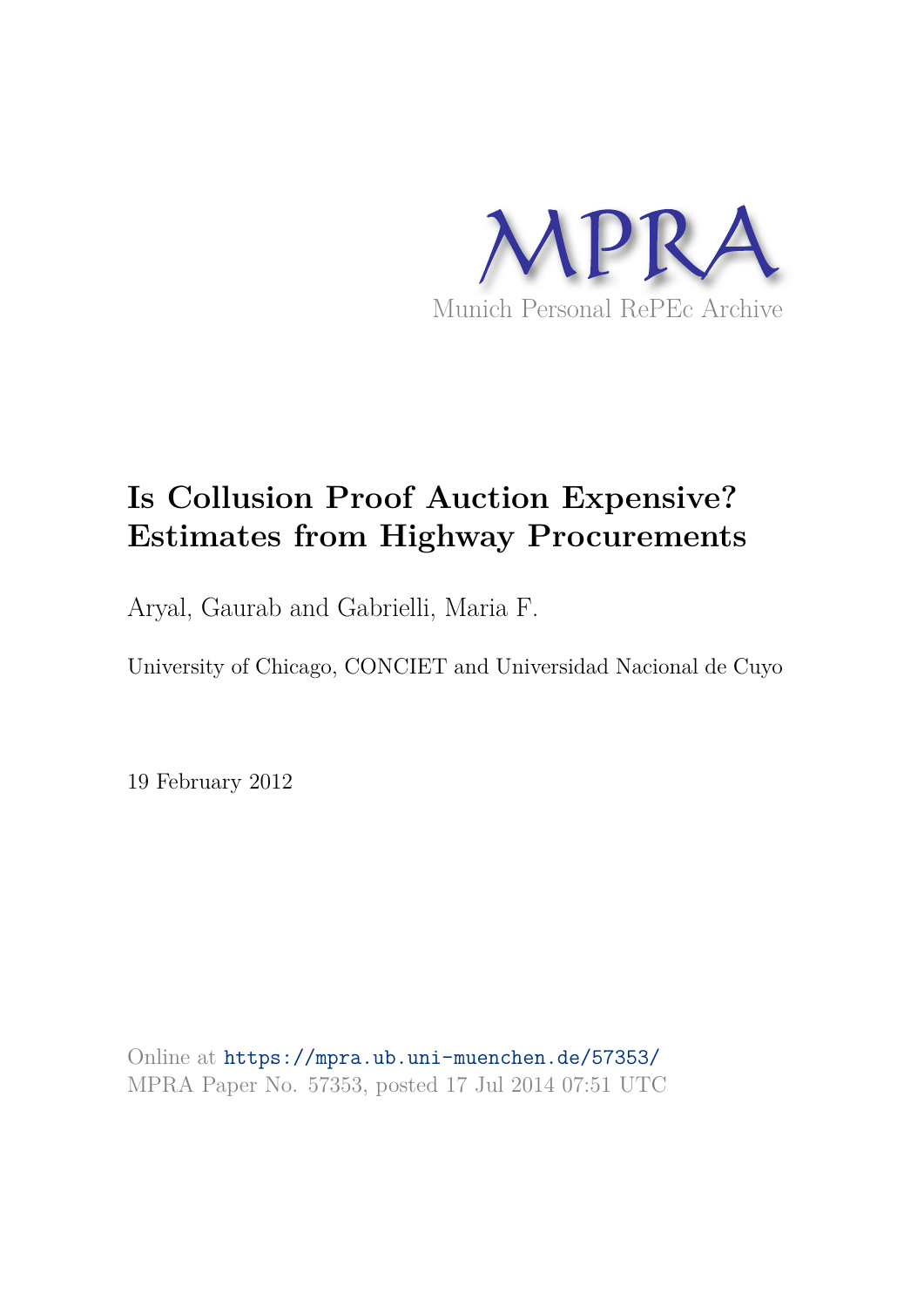MPRA

Munich Personal RePEc Archive

# Is Collusion Proof Auction Expensive? Estimates from Highway Procurements

Aryal, Gaurab and Gabrielli, Maria F.

University of Chicago, CONCIET and Universidad Nacional de Cuyo

19 February 2012

Online at https://mpra.ub.uni-muenchen.de/57353/
MPRA Paper No. 57353, posted 17 Jul 2014 07:51 UTC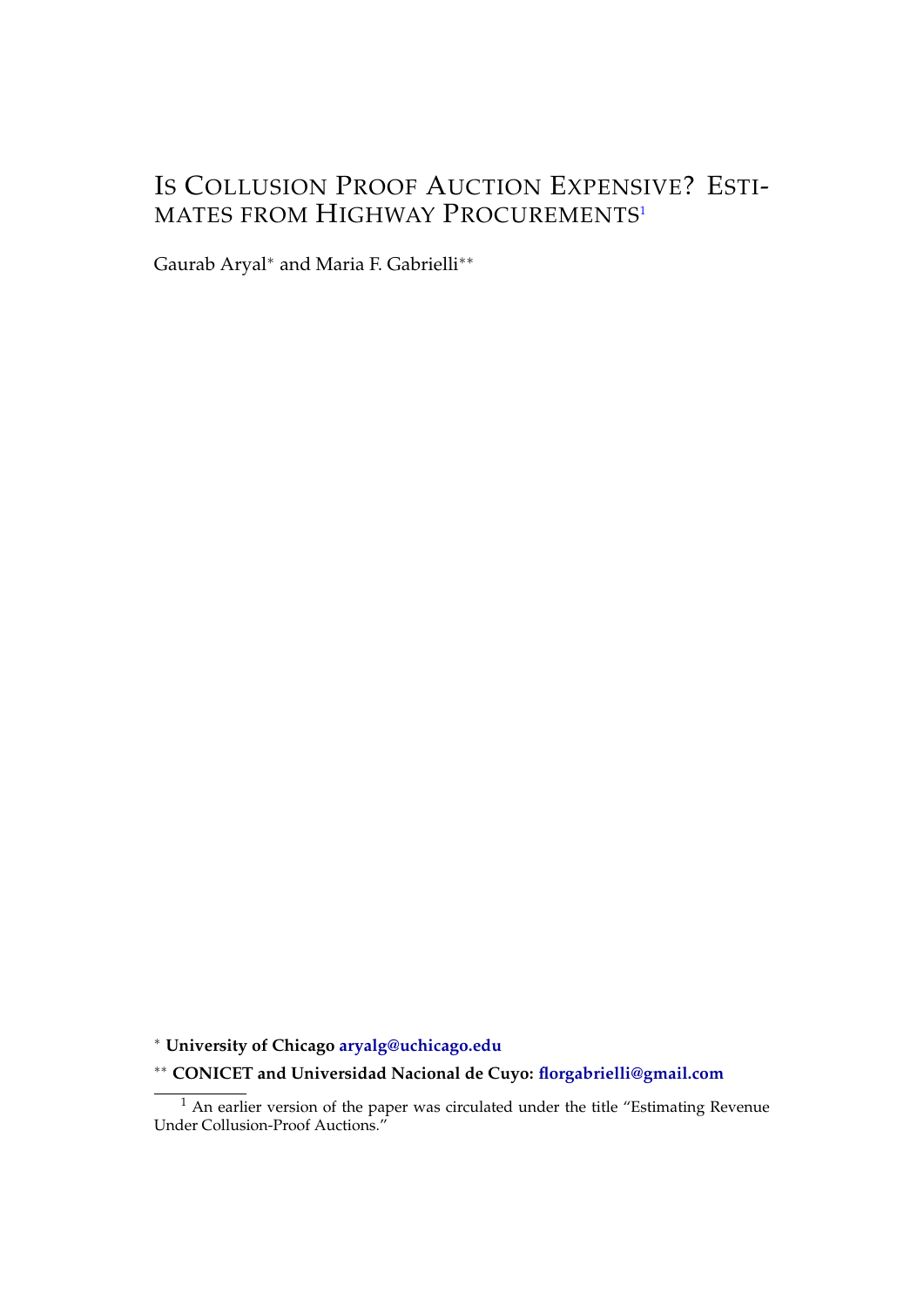# Is Collusion Proof Auction Expensive? Estimates from Highway Procurements[1]

Gaurab Aryal[*] and Maria F. Gabrielli[**]

[*] **University of Chicago aryalg@uchicago.edu**

[**] **CONICET and Universidad Nacional de Cuyo: florgabrielli@gmail.com**

[1] An earlier version of the paper was circulated under the title "Estimating Revenue Under Collusion-Proof Auctions."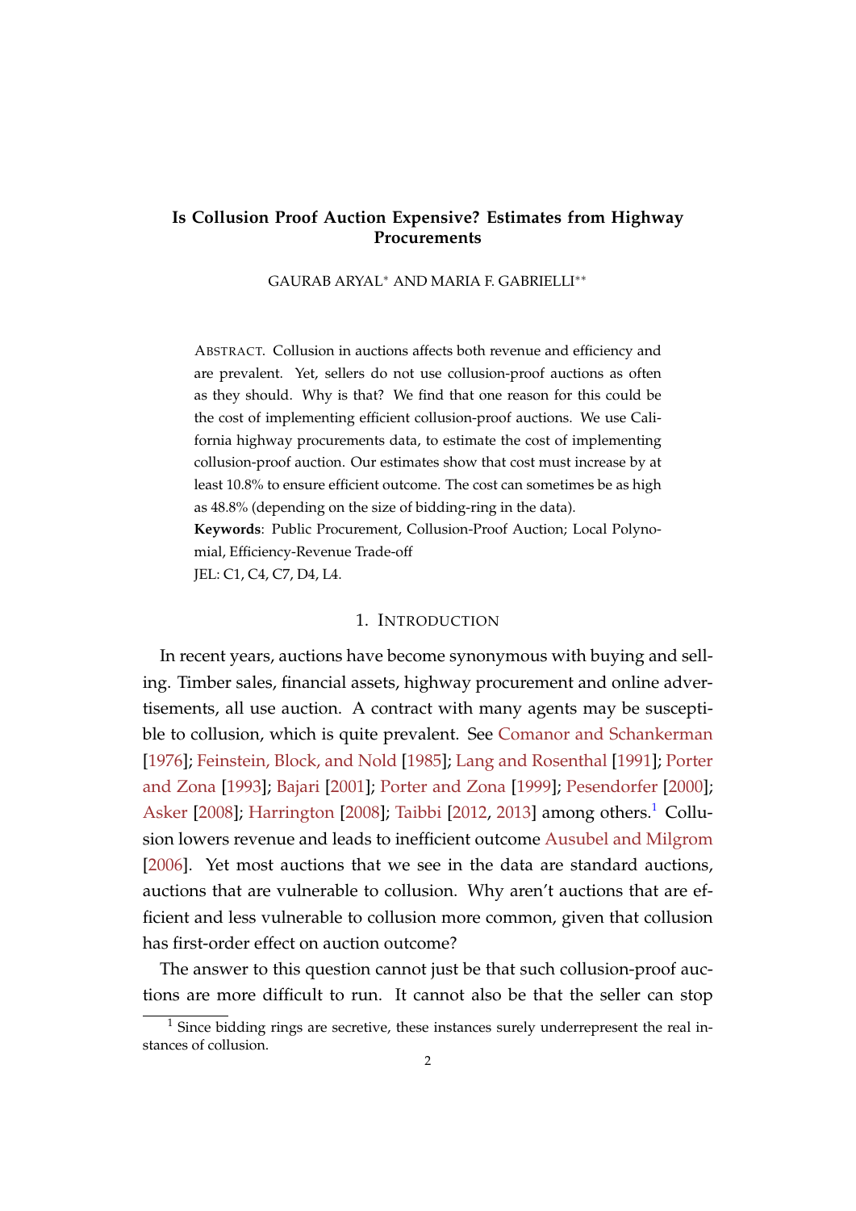# Is Collusion Proof Auction Expensive? Estimates from Highway Procurements

GAURAB ARYAL* AND MARIA F. GABRIELLI**

ABSTRACT. Collusion in auctions affects both revenue and efficiency and are prevalent. Yet, sellers do not use collusion-proof auctions as often as they should. Why is that? We find that one reason for this could be the cost of implementing efficient collusion-proof auctions. We use California highway procurements data, to estimate the cost of implementing collusion-proof auction. Our estimates show that cost must increase by at least 10.8% to ensure efficient outcome. The cost can sometimes be as high as 48.8% (depending on the size of bidding-ring in the data).

**Keywords**: Public Procurement, Collusion-Proof Auction; Local Polynomial, Efficiency-Revenue Trade-off

JEL: C1, C4, C7, D4, L4.

## 1. Introduction

In recent years, auctions have become synonymous with buying and selling. Timber sales, financial assets, highway procurement and online advertisements, all use auction. A contract with many agents may be susceptible to collusion, which is quite prevalent. See Comanor and Schankerman [1976]; Feinstein, Block, and Nold [1985]; Lang and Rosenthal [1991]; Porter and Zona [1993]; Bajari [2001]; Porter and Zona [1999]; Pesendorfer [2000]; Asker [2008]; Harrington [2008]; Taibbi [2012, 2013] among others.[1] Collusion lowers revenue and leads to inefficient outcome Ausubel and Milgrom [2006]. Yet most auctions that we see in the data are standard auctions, auctions that are vulnerable to collusion. Why aren't auctions that are efficient and less vulnerable to collusion more common, given that collusion has first-order effect on auction outcome?

The answer to this question cannot just be that such collusion-proof auctions are more difficult to run. It cannot also be that the seller can stop

[1] Since bidding rings are secretive, these instances surely underrepresent the real instances of collusion.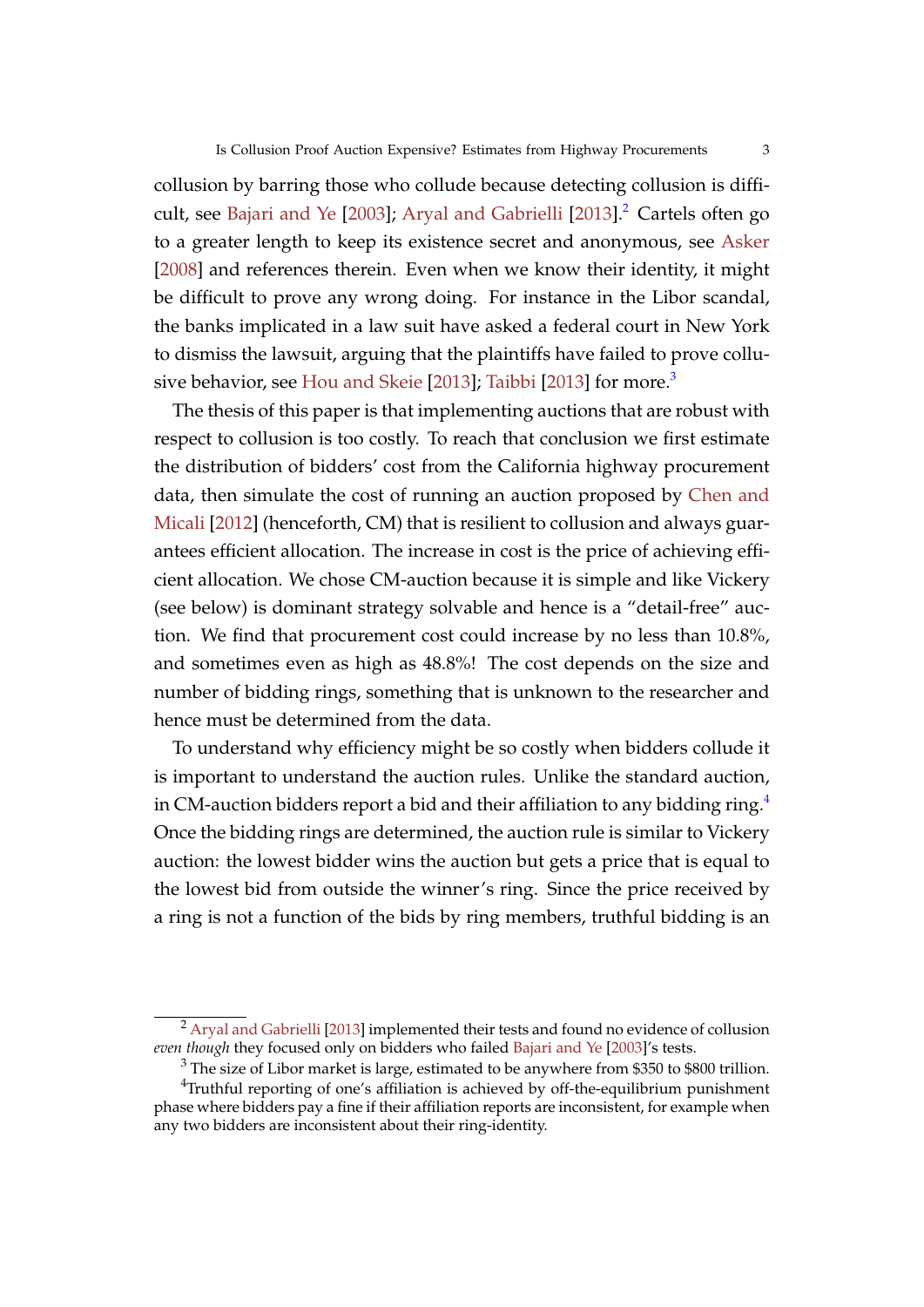collusion by barring those who collude because detecting collusion is difficult, see Bajari and Ye [2003]; Aryal and Gabrielli [2013].[2] Cartels often go to a greater length to keep its existence secret and anonymous, see Asker [2008] and references therein. Even when we know their identity, it might be difficult to prove any wrong doing. For instance in the Libor scandal, the banks implicated in a law suit have asked a federal court in New York to dismiss the lawsuit, arguing that the plaintiffs have failed to prove collusive behavior, see Hou and Skeie [2013]; Taibbi [2013] for more.[3]

The thesis of this paper is that implementing auctions that are robust with respect to collusion is too costly. To reach that conclusion we first estimate the distribution of bidders' cost from the California highway procurement data, then simulate the cost of running an auction proposed by Chen and Micali [2012] (henceforth, CM) that is resilient to collusion and always guarantees efficient allocation. The increase in cost is the price of achieving efficient allocation. We chose CM-auction because it is simple and like Vickery (see below) is dominant strategy solvable and hence is a "detail-free" auction. We find that procurement cost could increase by no less than 10.8%, and sometimes even as high as 48.8%! The cost depends on the size and number of bidding rings, something that is unknown to the researcher and hence must be determined from the data.

To understand why efficiency might be so costly when bidders collude it is important to understand the auction rules. Unlike the standard auction, in CM-auction bidders report a bid and their affiliation to any bidding ring.[4] Once the bidding rings are determined, the auction rule is similar to Vickery auction: the lowest bidder wins the auction but gets a price that is equal to the lowest bid from outside the winner's ring. Since the price received by a ring is not a function of the bids by ring members, truthful bidding is an

---

[2] Aryal and Gabrielli [2013] implemented their tests and found no evidence of collusion *even though* they focused only on bidders who failed Bajari and Ye [2003]'s tests.

[3] The size of Libor market is large, estimated to be anywhere from $350 to $800 trillion.

[4] Truthful reporting of one's affiliation is achieved by off-the-equilibrium punishment phase where bidders pay a fine if their affiliation reports are inconsistent, for example when any two bidders are inconsistent about their ring-identity.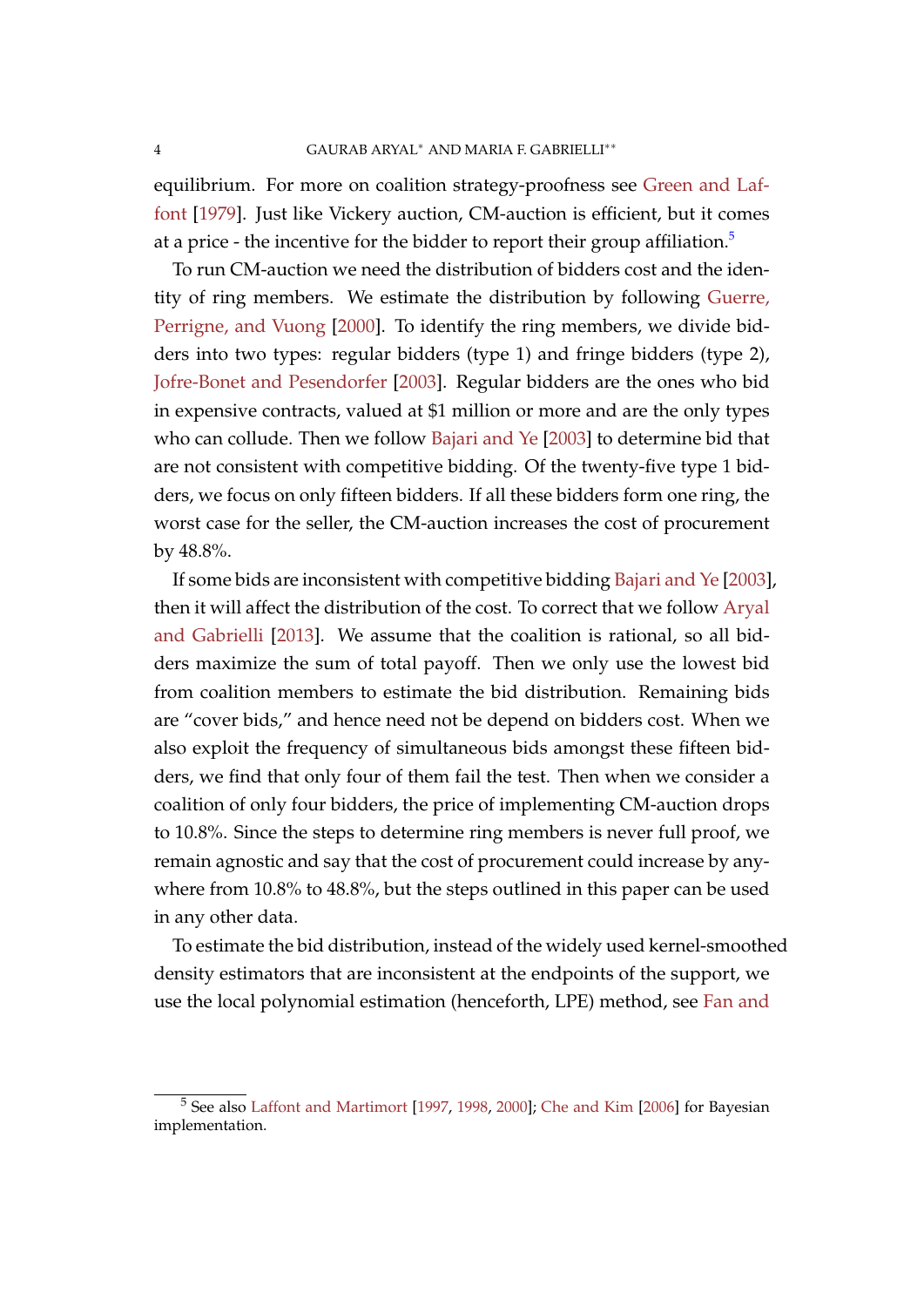equilibrium. For more on coalition strategy-proofness see Green and Laffont [1979]. Just like Vickery auction, CM-auction is efficient, but it comes at a price - the incentive for the bidder to report their group affiliation.[5]

To run CM-auction we need the distribution of bidders cost and the identity of ring members. We estimate the distribution by following Guerre, Perrigne, and Vuong [2000]. To identify the ring members, we divide bidders into two types: regular bidders (type 1) and fringe bidders (type 2), Jofre-Bonet and Pesendorfer [2003]. Regular bidders are the ones who bid in expensive contracts, valued at $1 million or more and are the only types who can collude. Then we follow Bajari and Ye [2003] to determine bid that are not consistent with competitive bidding. Of the twenty-five type 1 bidders, we focus on only fifteen bidders. If all these bidders form one ring, the worst case for the seller, the CM-auction increases the cost of procurement by 48.8%.

If some bids are inconsistent with competitive bidding Bajari and Ye [2003], then it will affect the distribution of the cost. To correct that we follow Aryal and Gabrielli [2013]. We assume that the coalition is rational, so all bidders maximize the sum of total payoff. Then we only use the lowest bid from coalition members to estimate the bid distribution. Remaining bids are "cover bids," and hence need not be depend on bidders cost. When we also exploit the frequency of simultaneous bids amongst these fifteen bidders, we find that only four of them fail the test. Then when we consider a coalition of only four bidders, the price of implementing CM-auction drops to 10.8%. Since the steps to determine ring members is never full proof, we remain agnostic and say that the cost of procurement could increase by anywhere from 10.8% to 48.8%, but the steps outlined in this paper can be used in any other data.

To estimate the bid distribution, instead of the widely used kernel-smoothed density estimators that are inconsistent at the endpoints of the support, we use the local polynomial estimation (henceforth, LPE) method, see Fan and

---

[5] See also Laffont and Martimort [1997, 1998, 2000]; Che and Kim [2006] for Bayesian implementation.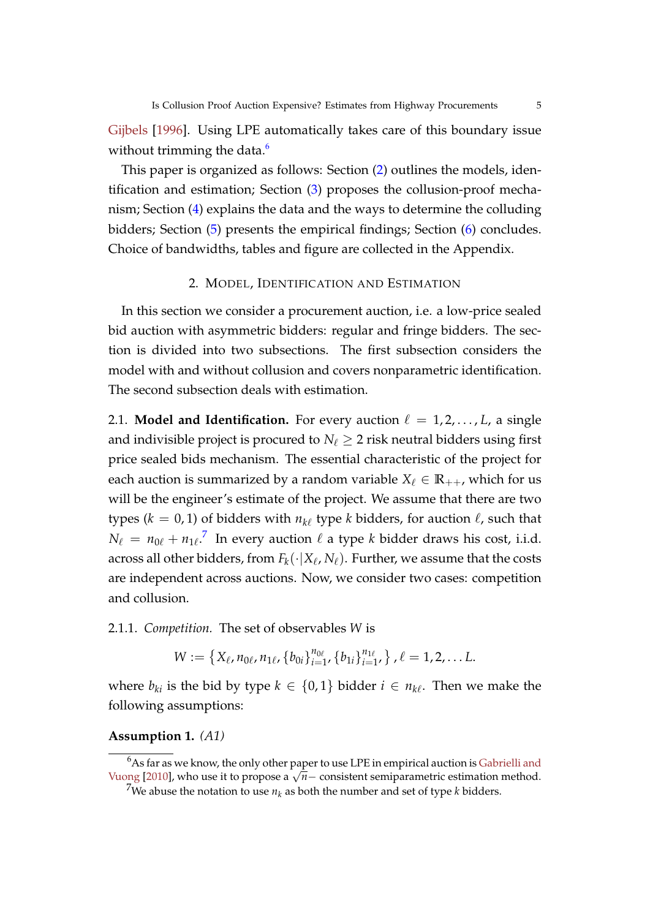Gijbels [1996]. Using LPE automatically takes care of this boundary issue without trimming the data.[6]

This paper is organized as follows: Section (2) outlines the models, identification and estimation; Section (3) proposes the collusion-proof mechanism; Section (4) explains the data and the ways to determine the colluding bidders; Section (5) presents the empirical findings; Section (6) concludes. Choice of bandwidths, tables and figure are collected in the Appendix.

## 2. Model, Identification and Estimation

In this section we consider a procurement auction, i.e. a low-price sealed bid auction with asymmetric bidders: regular and fringe bidders. The section is divided into two subsections. The first subsection considers the model with and without collusion and covers nonparametric identification. The second subsection deals with estimation.

2.1. **Model and Identification.** For every auction $\ell = 1, 2, \ldots, L$, a single and indivisible project is procured to $N_\ell \geq 2$ risk neutral bidders using first price sealed bids mechanism. The essential characteristic of the project for each auction is summarized by a random variable $X_\ell \in \mathbb{R}_{++}$, which for us will be the engineer's estimate of the project. We assume that there are two types ($k = 0, 1$) of bidders with $n_{k\ell}$ type $k$ bidders, for auction $\ell$, such that $N_\ell = n_{0\ell} + n_{1\ell}$.[7] In every auction $\ell$ a type $k$ bidder draws his cost, i.i.d. across all other bidders, from $F_k(\cdot|X_\ell, N_\ell)$. Further, we assume that the costs are independent across auctions. Now, we consider two cases: competition and collusion.

2.1.1. *Competition.* The set of observables $W$ is

$$W := \left\{X_\ell, n_{0\ell}, n_{1\ell}, \{b_{0i}\}_{i=1}^{n_{0\ell}}, \{b_{1i}\}_{i=1}^{n_{1\ell}}, \right\}, \ell = 1, 2, \ldots L.$$

where $b_{ki}$ is the bid by type $k \in \{0, 1\}$ bidder $i \in n_{k\ell}$. Then we make the following assumptions:

**Assumption 1.** *(A1)*

[6] As far as we know, the only other paper to use LPE in empirical auction is Gabrielli and Vuong [2010], who use it to propose a $\sqrt{n}-$ consistent semiparametric estimation method.

[7] We abuse the notation to use $n_k$ as both the number and set of type $k$ bidders.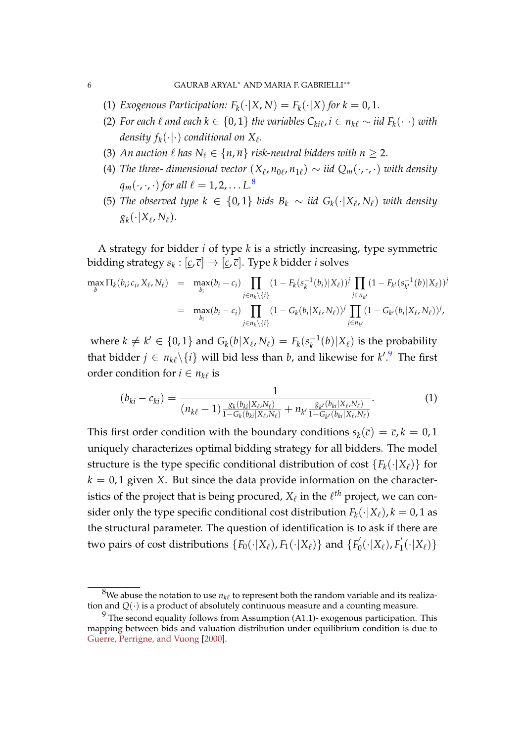(1) *Exogenous Participation:* $F_k(\cdot|X, N) = F_k(\cdot|X)$ *for* $k = 0, 1$.
(2) *For each* $\ell$ *and each* $k \in \{0, 1\}$ *the variables* $C_{ki\ell}, i \in n_{k\ell} \sim iid$ $F_k(\cdot|\cdot)$ *with density* $f_k(\cdot|\cdot)$ *conditional on* $X_\ell$.
(3) *An auction* $\ell$ *has* $N_\ell \in \{\underline{n}, \overline{n}\}$ *risk-neutral bidders with* $\underline{n} \geq 2$.
(4) *The three- dimensional vector* $(X_\ell, n_{0\ell}, n_{1\ell}) \sim iid$ $Q_m(\cdot, \cdot, \cdot)$ *with density* $q_m(\cdot, \cdot, \cdot)$ *for all* $\ell = 1, 2, \ldots L$.[8]
(5) *The observed type* $k \in \{0, 1\}$ *bids* $B_k \sim iid$ $G_k(\cdot|X_\ell, N_\ell)$ *with density* $g_k(\cdot|X_\ell, N_\ell)$.

A strategy for bidder $i$ of type $k$ is a strictly increasing, type symmetric bidding strategy $s_k : [\underline{c}, \overline{c}] \to [\underline{c}, \overline{c}]$. Type $k$ bidder $i$ solves

$$
\begin{aligned}
\max_b \Pi_k(b_i; c_i, X_\ell, N_\ell) &= \max_{b_i} (b_i - c_i) \prod_{j \in n_k \setminus \{i\}} (1 - F_k(s_k^{-1}(b_i)|X_\ell))^j \prod_{j \in n_{k'}} (1 - F_{k'}(s_{k'}^{-1}(b)|X_\ell))^j \\
&= \max_{b_i} (b_i - c_i) \prod_{j \in n_k \setminus \{i\}} (1 - G_k(b_i|X_\ell, N_\ell))^j \prod_{j \in n_{k'}} (1 - G_{k'}(b_i|X_\ell, N_\ell))^j,
\end{aligned}
$$

where $k \neq k' \in \{0, 1\}$ and $G_k(b|X_\ell, N_\ell) = F_k(s_k^{-1}(b)|X_\ell)$ is the probability that bidder $j \in n_{k\ell} \setminus \{i\}$ will bid less than $b$, and likewise for $k'$.[9] The first order condition for $i \in n_{k\ell}$ is

$$
(b_{ki} - c_{ki}) = \frac{1}{(n_{k\ell} - 1) \frac{g_k(b_{ki}|X_\ell, N_\ell)}{1 - G_k(b_{ki}|X_\ell, N_\ell)} + n_{k'} \frac{g_{k'}(b_{ki}|X_\ell, N_\ell)}{1 - G_{k'}(b_{ki}|X_\ell, N_\ell)}}. \tag{1}
$$

This first order condition with the boundary conditions $s_k(\overline{c}) = \overline{c}, k = 0, 1$ uniquely characterizes optimal bidding strategy for all bidders. The model structure is the type specific conditional distribution of cost $\{F_k(\cdot|X_\ell)\}$ for $k = 0, 1$ given $X$. But since the data provide information on the characteristics of the project that is being procured, $X_\ell$ in the $\ell^{th}$ project, we can consider only the type specific conditional cost distribution $F_k(\cdot|X_\ell), k = 0, 1$ as the structural parameter. The question of identification is to ask if there are two pairs of cost distributions $\{F_0(\cdot|X_\ell), F_1(\cdot|X_\ell)\}$ and $\{F_0^{'}(\cdot|X_\ell), F_1^{'}(\cdot|X_\ell)\}$

---

[8] We abuse the notation to use $n_{k\ell}$ to represent both the random variable and its realization and $Q(\cdot)$ is a product of absolutely continuous measure and a counting measure.

[9] The second equality follows from Assumption (A1.1)- exogenous participation. This mapping between bids and valuation distribution under equilibrium condition is due to Guerre, Perrigne, and Vuong [2000].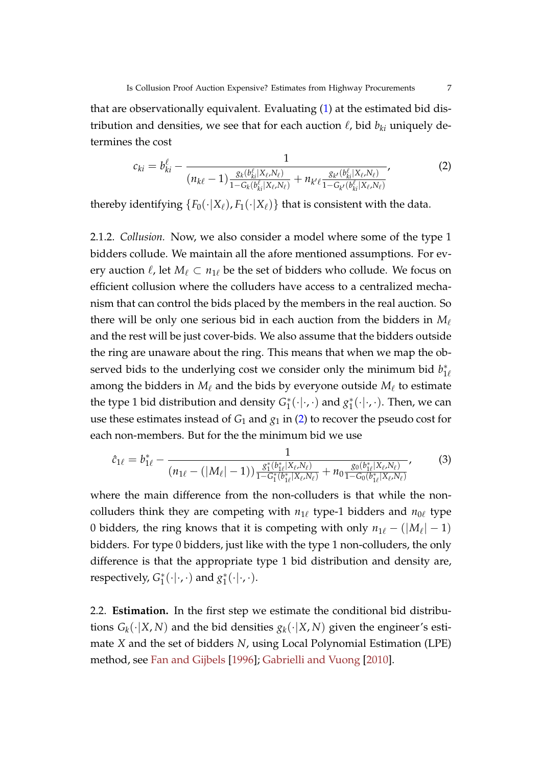that are observationally equivalent. Evaluating (1) at the estimated bid distribution and densities, we see that for each auction $\ell$, bid $b_{ki}$ uniquely determines the cost

$$c_{ki} = b_{ki}^{\ell} - \frac{1}{(n_{k\ell} - 1)\frac{g_k(b_{ki}^{\ell}|X_\ell, N_\ell)}{1 - G_k(b_{ki}^{\ell}|X_\ell, N_\ell)} + n_{k'\ell}\frac{g_{k'}(b_{ki}^{\ell}|X_\ell, N_\ell)}{1 - G_{k'}(b_{ki}^{\ell}|X_\ell, N_\ell)}}, \tag{2}$$

thereby identifying $\{F_0(\cdot|X_\ell), F_1(\cdot|X_\ell)\}$ that is consistent with the data.

2.1.2. *Collusion.* Now, we also consider a model where some of the type 1 bidders collude. We maintain all the afore mentioned assumptions. For every auction $\ell$, let $M_\ell \subset n_{1\ell}$ be the set of bidders who collude. We focus on efficient collusion where the colluders have access to a centralized mechanism that can control the bids placed by the members in the real auction. So there will be only one serious bid in each auction from the bidders in $M_\ell$ and the rest will be just cover-bids. We also assume that the bidders outside the ring are unaware about the ring. This means that when we map the observed bids to the underlying cost we consider only the minimum bid $b_{1\ell}^*$ among the bidders in $M_\ell$ and the bids by everyone outside $M_\ell$ to estimate the type 1 bid distribution and density $G_1^*(\cdot|\cdot,\cdot)$ and $g_1^*(\cdot|\cdot,\cdot)$. Then, we can use these estimates instead of $G_1$ and $g_1$ in (2) to recover the pseudo cost for each non-members. But for the the minimum bid we use

$$\hat{c}_{1\ell} = b_{1\ell}^* - \frac{1}{(n_{1\ell} - (|M_\ell| - 1))\frac{g_1^*(b_{1\ell}^*|X_\ell, N_\ell)}{1 - G_1^*(b_{1\ell}^*|X_\ell, N_\ell)} + n_0\frac{g_0(b_{1\ell}^*|X_\ell, N_\ell)}{1 - G_0(b_{1\ell}^*|X_\ell, N_\ell)}}, \tag{3}$$

where the main difference from the non-colluders is that while the non-colluders think they are competing with $n_{1\ell}$ type-1 bidders and $n_{0\ell}$ type 0 bidders, the ring knows that it is competing with only $n_{1\ell} - (|M_\ell| - 1)$ bidders. For type 0 bidders, just like with the type 1 non-colluders, the only difference is that the appropriate type 1 bid distribution and density are, respectively, $G_1^*(\cdot|\cdot,\cdot)$ and $g_1^*(\cdot|\cdot,\cdot)$.

2.2. **Estimation.** In the first step we estimate the conditional bid distributions $G_k(\cdot|X, N)$ and the bid densities $g_k(\cdot|X, N)$ given the engineer's estimate $X$ and the set of bidders $N$, using Local Polynomial Estimation (LPE) method, see Fan and Gijbels [1996]; Gabrielli and Vuong [2010].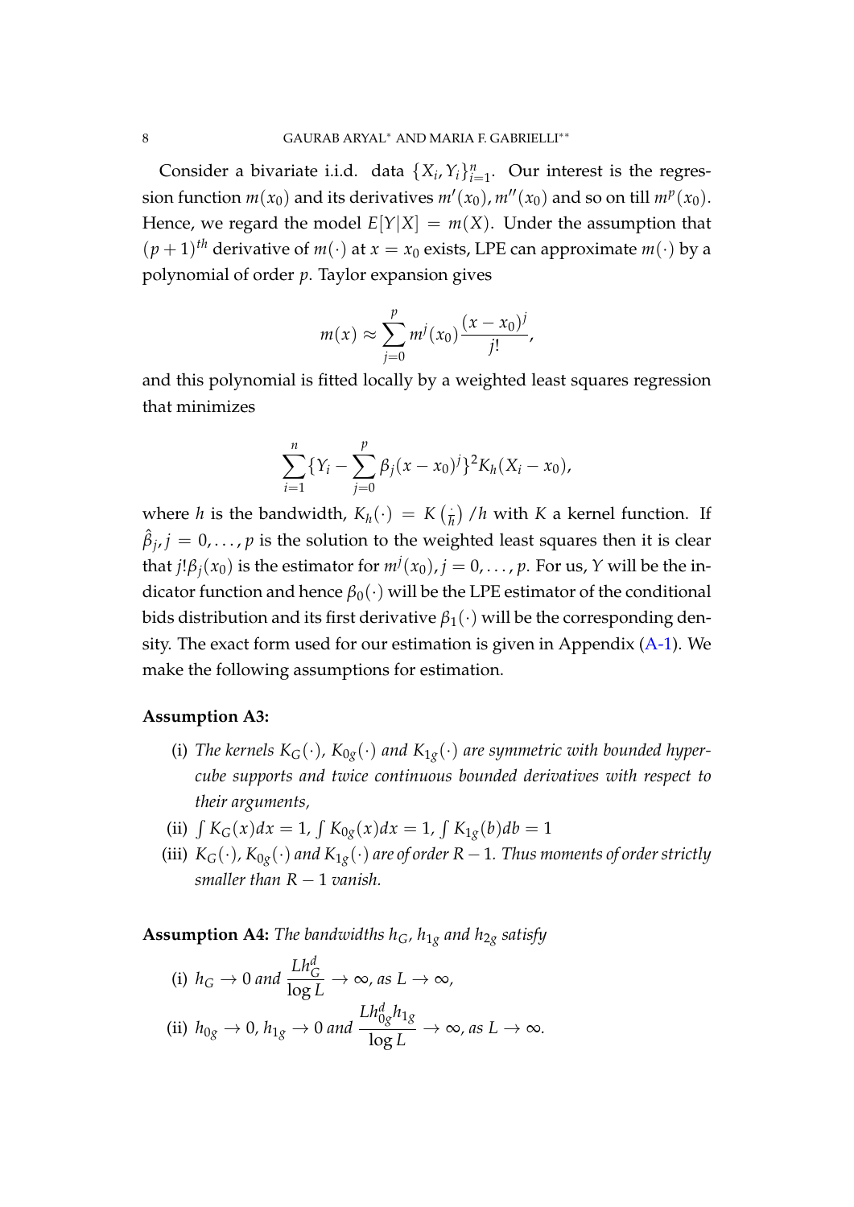Consider a bivariate i.i.d. data $\{X_i, Y_i\}_{i=1}^n$. Our interest is the regression function $m(x_0)$ and its derivatives $m'(x_0), m''(x_0)$ and so on till $m^p(x_0)$. Hence, we regard the model $E[Y|X] = m(X)$. Under the assumption that $(p+1)^{th}$ derivative of $m(\cdot)$ at $x = x_0$ exists, LPE can approximate $m(\cdot)$ by a polynomial of order $p$. Taylor expansion gives

$$m(x) \approx \sum_{j=0}^{p} m^j(x_0)\frac{(x-x_0)^j}{j!},$$

and this polynomial is fitted locally by a weighted least squares regression that minimizes

$$\sum_{i=1}^{n}\{Y_i - \sum_{j=0}^{p}\beta_j(x-x_0)^j\}^2 K_h(X_i - x_0),$$

where $h$ is the bandwidth, $K_h(\cdot) = K\left(\frac{\cdot}{h}\right)/h$ with $K$ a kernel function. If $\hat{\beta}_j, j = 0, \ldots, p$ is the solution to the weighted least squares then it is clear that $j!\beta_j(x_0)$ is the estimator for $m^j(x_0), j = 0, \ldots, p$. For us, $Y$ will be the indicator function and hence $\beta_0(\cdot)$ will be the LPE estimator of the conditional bids distribution and its first derivative $\beta_1(\cdot)$ will be the corresponding density. The exact form used for our estimation is given in Appendix (A-1). We make the following assumptions for estimation.

**Assumption A3:**

(i) *The kernels $K_G(\cdot)$, $K_{0g}(\cdot)$ and $K_{1g}(\cdot)$ are symmetric with bounded hypercube supports and twice continuous bounded derivatives with respect to their arguments,*

(ii) $\int K_G(x)dx = 1$, $\int K_{0g}(x)dx = 1$, $\int K_{1g}(b)db = 1$

(iii) *$K_G(\cdot)$, $K_{0g}(\cdot)$ and $K_{1g}(\cdot)$ are of order $R-1$. Thus moments of order strictly smaller than $R-1$ vanish.*

**Assumption A4:** *The bandwidths $h_G$, $h_{1g}$ and $h_{2g}$ satisfy*

(i) $h_G \to 0$ *and* $\dfrac{Lh_G^d}{\log L} \to \infty$, *as* $L \to \infty$,

(ii) $h_{0g} \to 0$, $h_{1g} \to 0$ *and* $\dfrac{Lh_{0g}^d h_{1g}}{\log L} \to \infty$, *as* $L \to \infty$.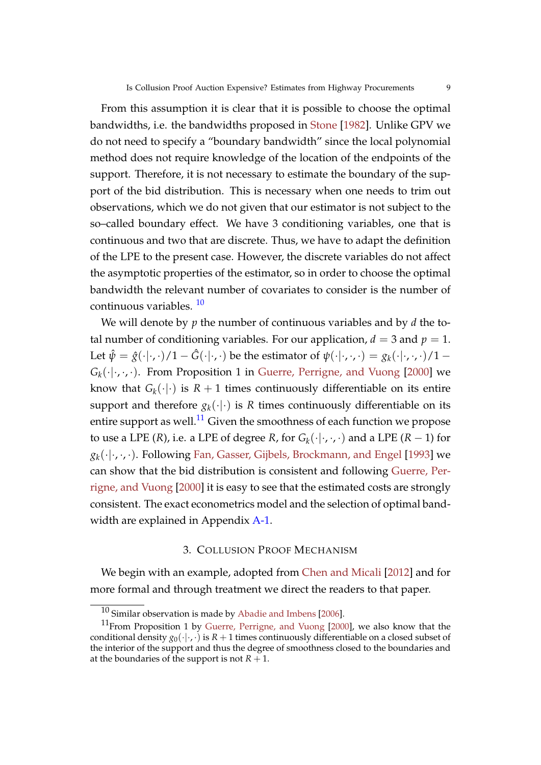From this assumption it is clear that it is possible to choose the optimal bandwidths, i.e. the bandwidths proposed in Stone [1982]. Unlike GPV we do not need to specify a "boundary bandwidth" since the local polynomial method does not require knowledge of the location of the endpoints of the support. Therefore, it is not necessary to estimate the boundary of the support of the bid distribution. This is necessary when one needs to trim out observations, which we do not given that our estimator is not subject to the so–called boundary effect. We have 3 conditioning variables, one that is continuous and two that are discrete. Thus, we have to adapt the definition of the LPE to the present case. However, the discrete variables do not affect the asymptotic properties of the estimator, so in order to choose the optimal bandwidth the relevant number of covariates to consider is the number of continuous variables. [10]

We will denote by $p$ the number of continuous variables and by $d$ the total number of conditioning variables. For our application, $d = 3$ and $p = 1$. Let $\hat{\psi} = \hat{g}(\cdot|\cdot,\cdot)/1 - \hat{G}(\cdot|\cdot,\cdot)$ be the estimator of $\psi(\cdot|\cdot,\cdot) = g_k(\cdot|\cdot,\cdot,\cdot)/1 - G_k(\cdot|\cdot,\cdot)$. From Proposition 1 in Guerre, Perrigne, and Vuong [2000] we know that $G_k(\cdot|\cdot)$ is $R+1$ times continuously differentiable on its entire support and therefore $g_k(\cdot|\cdot)$ is $R$ times continuously differentiable on its entire support as well.[11] Given the smoothness of each function we propose to use a LPE ($R$), i.e. a LPE of degree $R$, for $G_k(\cdot|\cdot,\cdot,\cdot)$ and a LPE ($R-1$) for $g_k(\cdot|\cdot,\cdot,\cdot)$. Following Fan, Gasser, Gijbels, Brockmann, and Engel [1993] we can show that the bid distribution is consistent and following Guerre, Perrigne, and Vuong [2000] it is easy to see that the estimated costs are strongly consistent. The exact econometrics model and the selection of optimal bandwidth are explained in Appendix A-1.

## 3. Collusion Proof Mechanism

We begin with an example, adopted from Chen and Micali [2012] and for more formal and through treatment we direct the readers to that paper.

---

[10] Similar observation is made by Abadie and Imbens [2006].

[11] From Proposition 1 by Guerre, Perrigne, and Vuong [2000], we also know that the conditional density $g_0(\cdot|\cdot,\cdot)$ is $R+1$ times continuously differentiable on a closed subset of the interior of the support and thus the degree of smoothness closed to the boundaries and at the boundaries of the support is not $R+1$.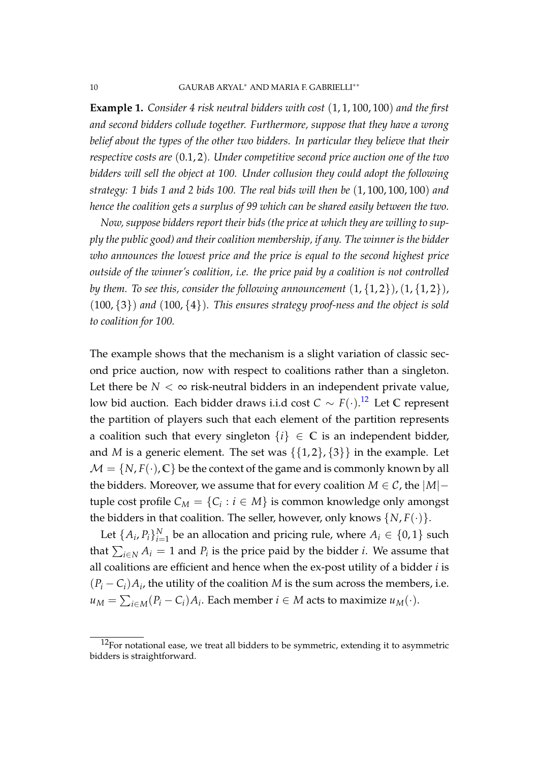**Example 1.** *Consider 4 risk neutral bidders with cost* $(1, 1, 100, 100)$ *and the first and second bidders collude together. Furthermore, suppose that they have a wrong belief about the types of the other two bidders. In particular they believe that their respective costs are* $(0.1, 2)$*. Under competitive second price auction one of the two bidders will sell the object at 100. Under collusion they could adopt the following strategy: 1 bids 1 and 2 bids 100. The real bids will then be* $(1, 100, 100, 100)$ *and hence the coalition gets a surplus of 99 which can be shared easily between the two.*

*Now, suppose bidders report their bids (the price at which they are willing to supply the public good) and their coalition membership, if any. The winner is the bidder who announces the lowest price and the price is equal to the second highest price outside of the winner's coalition, i.e. the price paid by a coalition is not controlled by them. To see this, consider the following announcement* $(1, \{1, 2\})$, $(1, \{1, 2\})$, $(100, \{3\})$ *and* $(100, \{4\})$*. This ensures strategy proof-ness and the object is sold to coalition for 100.*

The example shows that the mechanism is a slight variation of classic second price auction, now with respect to coalitions rather than a singleton. Let there be $N < \infty$ risk-neutral bidders in an independent private value, low bid auction. Each bidder draws i.i.d cost $C \sim F(\cdot)$.[12] Let $\mathbb{C}$ represent the partition of players such that each element of the partition represents a coalition such that every singleton $\{i\} \in \mathbb{C}$ is an independent bidder, and $M$ is a generic element. The set was $\{\{1, 2\}, \{3\}\}$ in the example. Let $\mathcal{M} = \{N, F(\cdot), \mathbb{C}\}$ be the context of the game and is commonly known by all the bidders. Moreover, we assume that for every coalition $M \in \mathcal{C}$, the $|M|-$tuple cost profile $C_M = \{C_i : i \in M\}$ is common knowledge only amongst the bidders in that coalition. The seller, however, only knows $\{N, F(\cdot)\}$.

Let $\{A_i, P_i\}_{i=1}^N$ be an allocation and pricing rule, where $A_i \in \{0, 1\}$ such that $\sum_{i \in N} A_i = 1$ and $P_i$ is the price paid by the bidder $i$. We assume that all coalitions are efficient and hence when the ex-post utility of a bidder $i$ is $(P_i - C_i)A_i$, the utility of the coalition $M$ is the sum across the members, i.e. $u_M = \sum_{i \in M}(P_i - C_i)A_i$. Each member $i \in M$ acts to maximize $u_M(\cdot)$.

[12] For notational ease, we treat all bidders to be symmetric, extending it to asymmetric bidders is straightforward.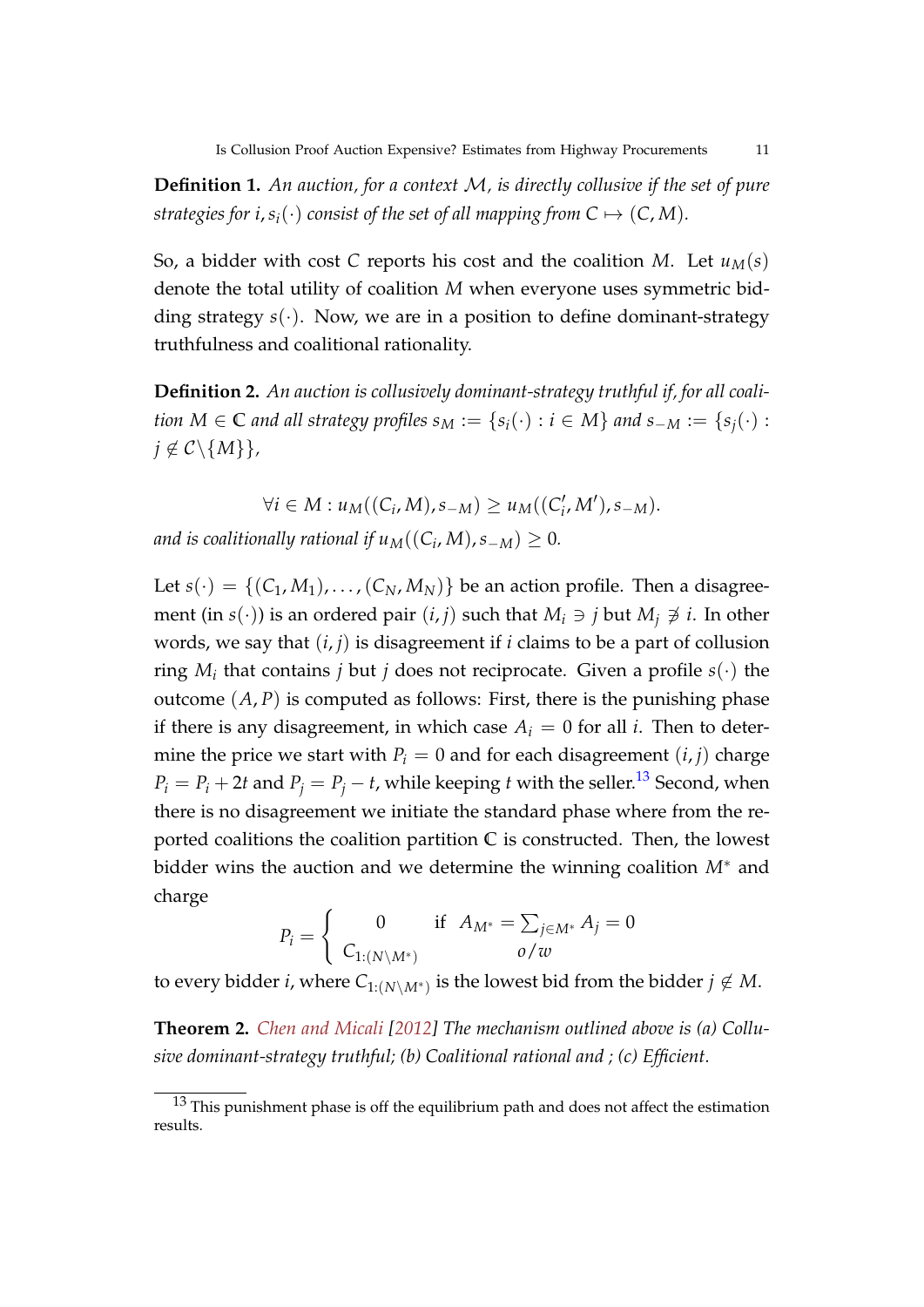**Definition 1.** *An auction, for a context $\mathcal{M}$, is directly collusive if the set of pure strategies for $i, s_i(\cdot)$ consist of the set of all mapping from $C \mapsto (C, M)$.*

So, a bidder with cost $C$ reports his cost and the coalition $M$. Let $u_M(s)$ denote the total utility of coalition $M$ when everyone uses symmetric bidding strategy $s(\cdot)$. Now, we are in a position to define dominant-strategy truthfulness and coalitional rationality.

**Definition 2.** *An auction is collusively dominant-strategy truthful if, for all coalition $M \in \mathbb{C}$ and all strategy profiles $s_M := \{s_i(\cdot) : i \in M\}$ and $s_{-M} := \{s_j(\cdot) : j \notin \mathcal{C} \backslash \{M\}\}$,*

$$\forall i \in M : u_M((C_i, M), s_{-M}) \geq u_M((C_i', M'), s_{-M}).$$

*and is coalitionally rational if $u_M((C_i, M), s_{-M}) \geq 0$.*

Let $s(\cdot) = \{(C_1, M_1), \ldots, (C_N, M_N)\}$ be an action profile. Then a disagreement (in $s(\cdot)$) is an ordered pair $(i, j)$ such that $M_i \ni j$ but $M_j \not\ni i$. In other words, we say that $(i, j)$ is disagreement if $i$ claims to be a part of collusion ring $M_i$ that contains $j$ but $j$ does not reciprocate. Given a profile $s(\cdot)$ the outcome $(A, P)$ is computed as follows: First, there is the punishing phase if there is any disagreement, in which case $A_i = 0$ for all $i$. Then to determine the price we start with $P_i = 0$ and for each disagreement $(i, j)$ charge $P_i = P_i + 2t$ and $P_j = P_j - t$, while keeping $t$ with the seller.[13] Second, when there is no disagreement we initiate the standard phase where from the reported coalitions the coalition partition $\mathbb{C}$ is constructed. Then, the lowest bidder wins the auction and we determine the winning coalition $M^*$ and charge

$$P_i = \begin{cases} 0 & \text{if } \ A_{M^*} = \sum_{j \in M^*} A_j = 0 \\ C_{1:(N \backslash M^*)} & o/w \end{cases}$$

to every bidder $i$, where $C_{1:(N \backslash M^*)}$ is the lowest bid from the bidder $j \notin M$.

**Theorem 2.** *Chen and Micali [2012] The mechanism outlined above is (a) Collusive dominant-strategy truthful; (b) Coalitional rational and ; (c) Efficient.*

[13] This punishment phase is off the equilibrium path and does not affect the estimation results.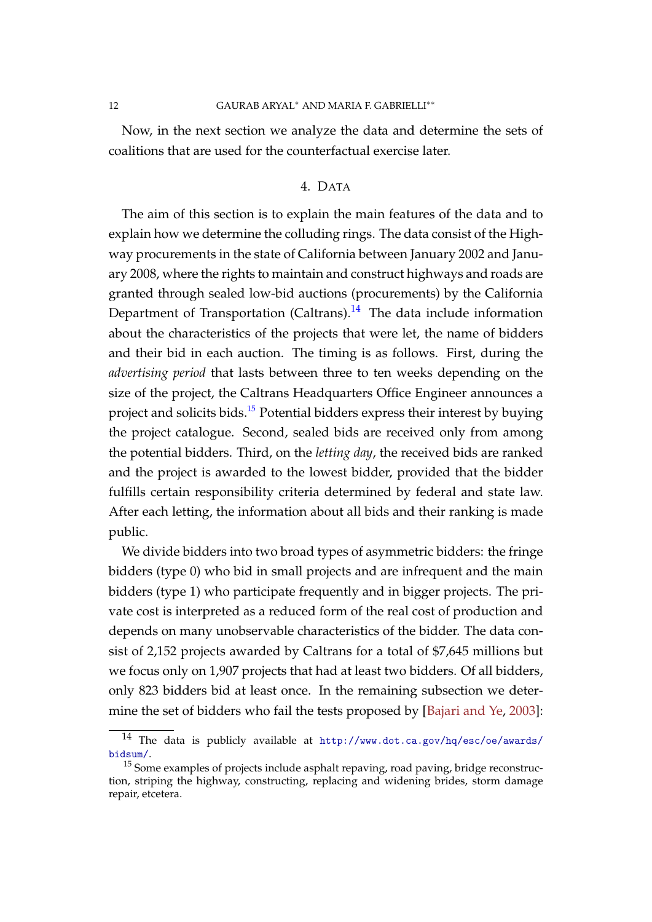Now, in the next section we analyze the data and determine the sets of coalitions that are used for the counterfactual exercise later.

## 4. Data

The aim of this section is to explain the main features of the data and to explain how we determine the colluding rings. The data consist of the Highway procurements in the state of California between January 2002 and January 2008, where the rights to maintain and construct highways and roads are granted through sealed low-bid auctions (procurements) by the California Department of Transportation (Caltrans).[14] The data include information about the characteristics of the projects that were let, the name of bidders and their bid in each auction. The timing is as follows. First, during the *advertising period* that lasts between three to ten weeks depending on the size of the project, the Caltrans Headquarters Office Engineer announces a project and solicits bids.[15] Potential bidders express their interest by buying the project catalogue. Second, sealed bids are received only from among the potential bidders. Third, on the *letting day*, the received bids are ranked and the project is awarded to the lowest bidder, provided that the bidder fulfills certain responsibility criteria determined by federal and state law. After each letting, the information about all bids and their ranking is made public.

We divide bidders into two broad types of asymmetric bidders: the fringe bidders (type 0) who bid in small projects and are infrequent and the main bidders (type 1) who participate frequently and in bigger projects. The private cost is interpreted as a reduced form of the real cost of production and depends on many unobservable characteristics of the bidder. The data consist of 2,152 projects awarded by Caltrans for a total of $7,645 millions but we focus only on 1,907 projects that had at least two bidders. Of all bidders, only 823 bidders bid at least once. In the remaining subsection we determine the set of bidders who fail the tests proposed by [Bajari and Ye, 2003]:

---

[14] The data is publicly available at http://www.dot.ca.gov/hq/esc/oe/awards/bidsum/.

[15] Some examples of projects include asphalt repaving, road paving, bridge reconstruction, striping the highway, constructing, replacing and widening brides, storm damage repair, etcetera.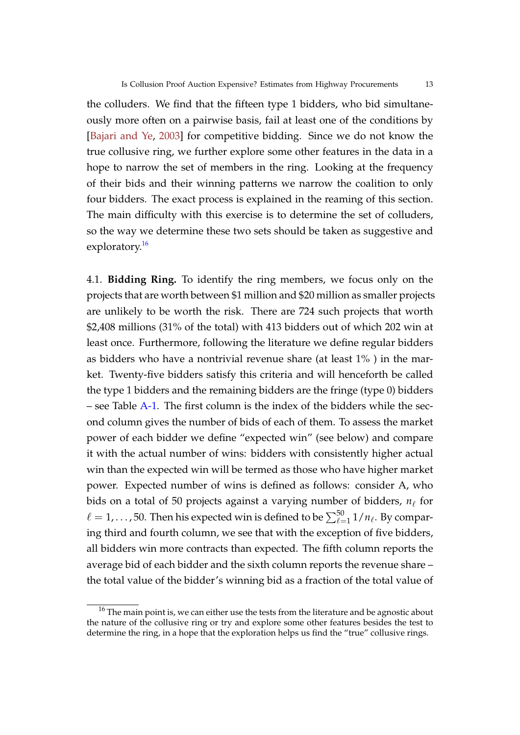the colluders. We find that the fifteen type 1 bidders, who bid simultaneously more often on a pairwise basis, fail at least one of the conditions by [Bajari and Ye, 2003] for competitive bidding. Since we do not know the true collusive ring, we further explore some other features in the data in a hope to narrow the set of members in the ring. Looking at the frequency of their bids and their winning patterns we narrow the coalition to only four bidders. The exact process is explained in the reaming of this section. The main difficulty with this exercise is to determine the set of colluders, so the way we determine these two sets should be taken as suggestive and exploratory.[16]

4.1. **Bidding Ring.** To identify the ring members, we focus only on the projects that are worth between \$1 million and \$20 million as smaller projects are unlikely to be worth the risk. There are 724 such projects that worth \$2,408 millions (31% of the total) with 413 bidders out of which 202 win at least once. Furthermore, following the literature we define regular bidders as bidders who have a nontrivial revenue share (at least 1% ) in the market. Twenty-five bidders satisfy this criteria and will henceforth be called the type 1 bidders and the remaining bidders are the fringe (type 0) bidders – see Table A-1. The first column is the index of the bidders while the second column gives the number of bids of each of them. To assess the market power of each bidder we define "expected win" (see below) and compare it with the actual number of wins: bidders with consistently higher actual win than the expected win will be termed as those who have higher market power. Expected number of wins is defined as follows: consider A, who bids on a total of 50 projects against a varying number of bidders, $n_\ell$ for $\ell = 1, \ldots, 50$. Then his expected win is defined to be $\sum_{\ell=1}^{50} 1/n_\ell$. By comparing third and fourth column, we see that with the exception of five bidders, all bidders win more contracts than expected. The fifth column reports the average bid of each bidder and the sixth column reports the revenue share – the total value of the bidder's winning bid as a fraction of the total value of

[16] The main point is, we can either use the tests from the literature and be agnostic about the nature of the collusive ring or try and explore some other features besides the test to determine the ring, in a hope that the exploration helps us find the "true" collusive rings.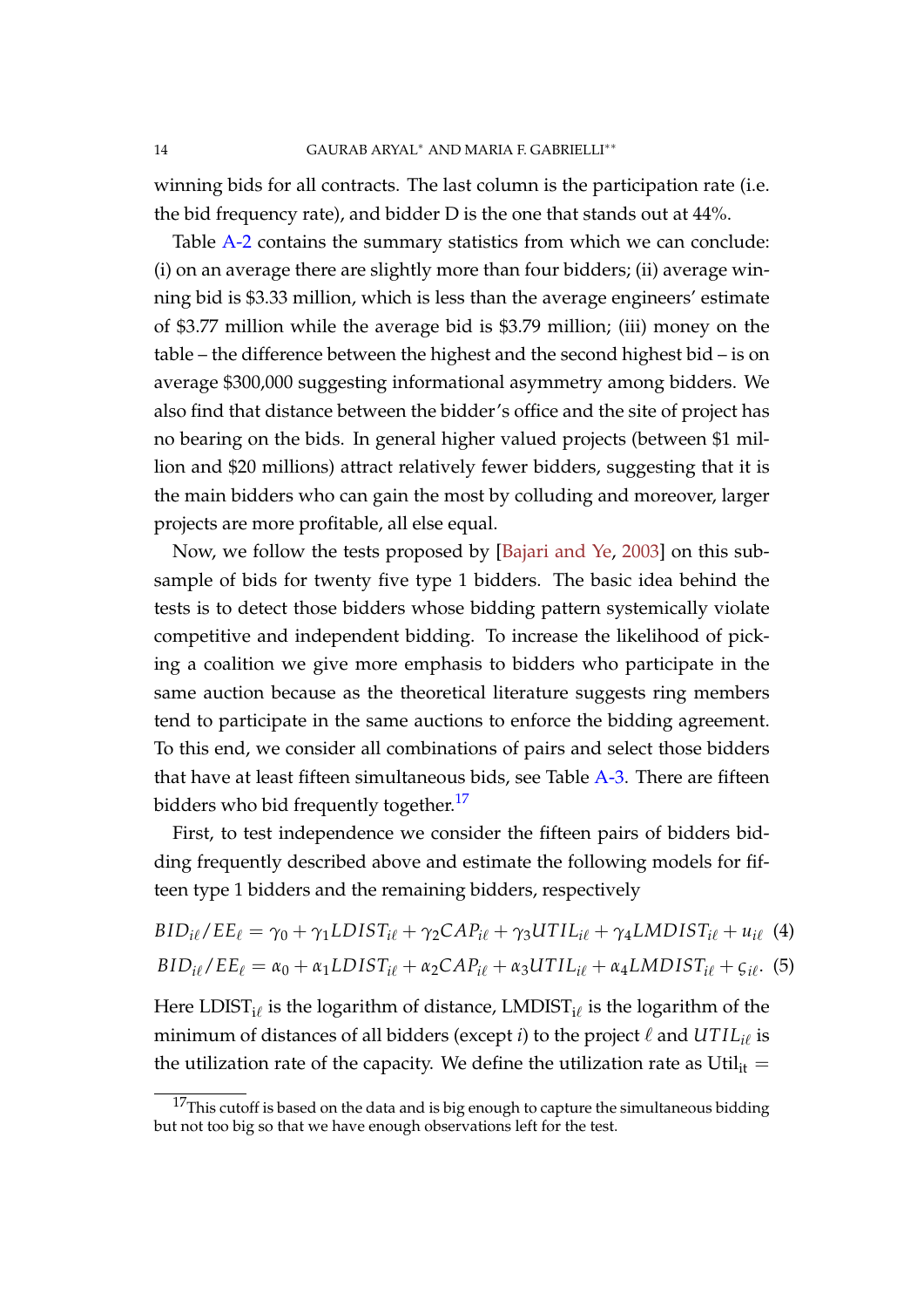winning bids for all contracts. The last column is the participation rate (i.e. the bid frequency rate), and bidder D is the one that stands out at 44%.

Table A-2 contains the summary statistics from which we can conclude: (i) on an average there are slightly more than four bidders; (ii) average winning bid is \$3.33 million, which is less than the average engineers' estimate of \$3.77 million while the average bid is \$3.79 million; (iii) money on the table – the difference between the highest and the second highest bid – is on average \$300,000 suggesting informational asymmetry among bidders. We also find that distance between the bidder's office and the site of project has no bearing on the bids. In general higher valued projects (between \$1 million and \$20 millions) attract relatively fewer bidders, suggesting that it is the main bidders who can gain the most by colluding and moreover, larger projects are more profitable, all else equal.

Now, we follow the tests proposed by [Bajari and Ye, 2003] on this subsample of bids for twenty five type 1 bidders. The basic idea behind the tests is to detect those bidders whose bidding pattern systemically violate competitive and independent bidding. To increase the likelihood of picking a coalition we give more emphasis to bidders who participate in the same auction because as the theoretical literature suggests ring members tend to participate in the same auctions to enforce the bidding agreement. To this end, we consider all combinations of pairs and select those bidders that have at least fifteen simultaneous bids, see Table A-3. There are fifteen bidders who bid frequently together.[17]

First, to test independence we consider the fifteen pairs of bidders bidding frequently described above and estimate the following models for fifteen type 1 bidders and the remaining bidders, respectively

$$BID_{i\ell}/EE_{\ell} = \gamma_0 + \gamma_1 LDIST_{i\ell} + \gamma_2 CAP_{i\ell} + \gamma_3 UTIL_{i\ell} + \gamma_4 LMDIST_{i\ell} + u_{i\ell} \quad (4)$$

$$BID_{i\ell}/EE_{\ell} = \alpha_0 + \alpha_1 LDIST_{i\ell} + \alpha_2 CAP_{i\ell} + \alpha_3 UTIL_{i\ell} + \alpha_4 LMDIST_{i\ell} + \varsigma_{i\ell}. \quad (5)$$

Here $\mathrm{LDIST}_{i\ell}$ is the logarithm of distance, $\mathrm{LMDIST}_{i\ell}$ is the logarithm of the minimum of distances of all bidders (except $i$) to the project $\ell$ and $UTIL_{i\ell}$ is the utilization rate of the capacity. We define the utilization rate as $\mathrm{Util}_{it} =$

[17] This cutoff is based on the data and is big enough to capture the simultaneous bidding but not too big so that we have enough observations left for the test.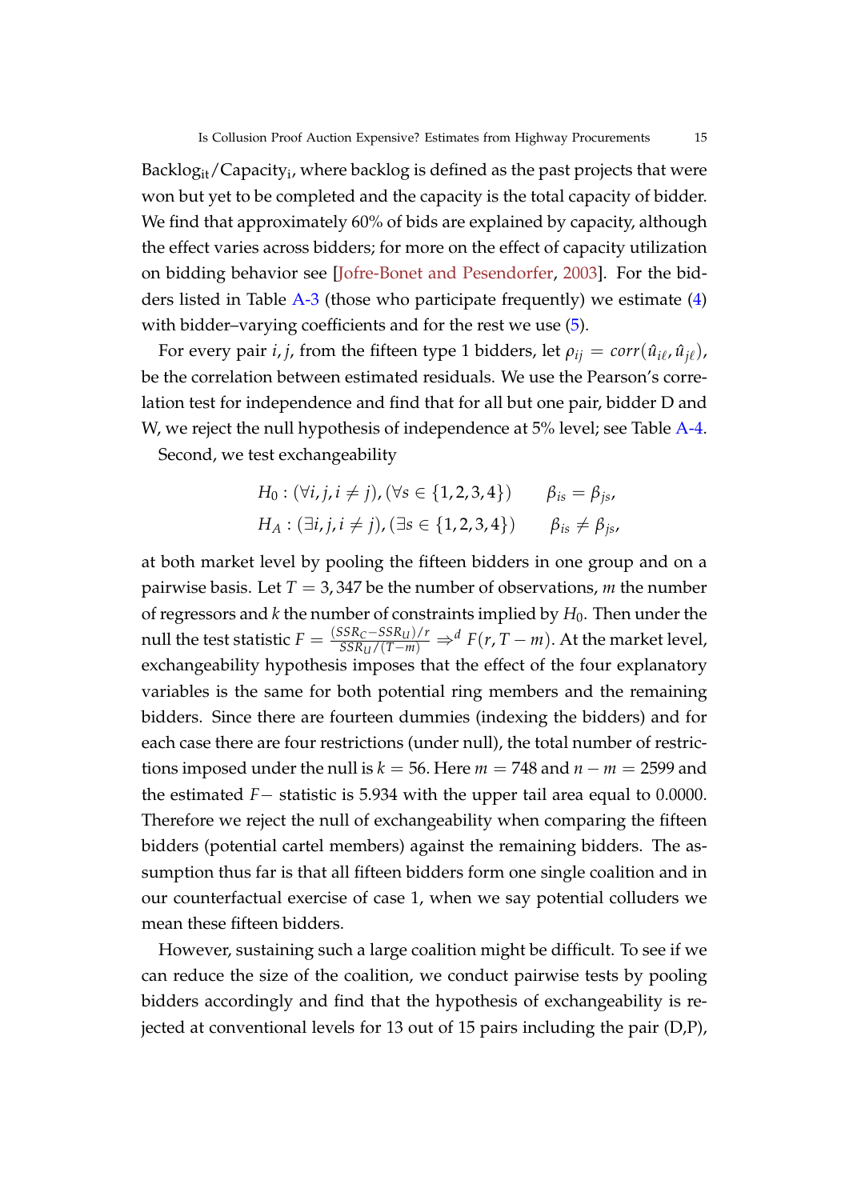$\text{Backlog}_{\text{it}}/\text{Capacity}_{\text{i}}$, where backlog is defined as the past projects that were won but yet to be completed and the capacity is the total capacity of bidder. We find that approximately 60% of bids are explained by capacity, although the effect varies across bidders; for more on the effect of capacity utilization on bidding behavior see [Jofre-Bonet and Pesendorfer, 2003]. For the bidders listed in Table A-3 (those who participate frequently) we estimate (4) with bidder–varying coefficients and for the rest we use (5).

For every pair $i, j$, from the fifteen type 1 bidders, let $\rho_{ij} = corr(\hat{u}_{i\ell}, \hat{u}_{j\ell})$, be the correlation between estimated residuals. We use the Pearson's correlation test for independence and find that for all but one pair, bidder D and W, we reject the null hypothesis of independence at 5% level; see Table A-4.

Second, we test exchangeability

$$
\begin{aligned}
H_0 &: (\forall i, j, i \neq j), (\forall s \in \{1, 2, 3, 4\}) \qquad \beta_{is} = \beta_{js}, \\
H_A &: (\exists i, j, i \neq j), (\exists s \in \{1, 2, 3, 4\}) \qquad \beta_{is} \neq \beta_{js},
\end{aligned}
$$

at both market level by pooling the fifteen bidders in one group and on a pairwise basis. Let $T = 3,347$ be the number of observations, $m$ the number of regressors and $k$ the number of constraints implied by $H_0$. Then under the null the test statistic $F = \frac{(SSR_C - SSR_U)/r}{SSR_U/(T-m)} \Rightarrow^d F(r, T-m)$. At the market level, exchangeability hypothesis imposes that the effect of the four explanatory variables is the same for both potential ring members and the remaining bidders. Since there are fourteen dummies (indexing the bidders) and for each case there are four restrictions (under null), the total number of restrictions imposed under the null is $k = 56$. Here $m = 748$ and $n - m = 2599$ and the estimated $F-$ statistic is 5.934 with the upper tail area equal to 0.0000. Therefore we reject the null of exchangeability when comparing the fifteen bidders (potential cartel members) against the remaining bidders. The assumption thus far is that all fifteen bidders form one single coalition and in our counterfactual exercise of case 1, when we say potential colluders we mean these fifteen bidders.

However, sustaining such a large coalition might be difficult. To see if we can reduce the size of the coalition, we conduct pairwise tests by pooling bidders accordingly and find that the hypothesis of exchangeability is rejected at conventional levels for 13 out of 15 pairs including the pair (D,P),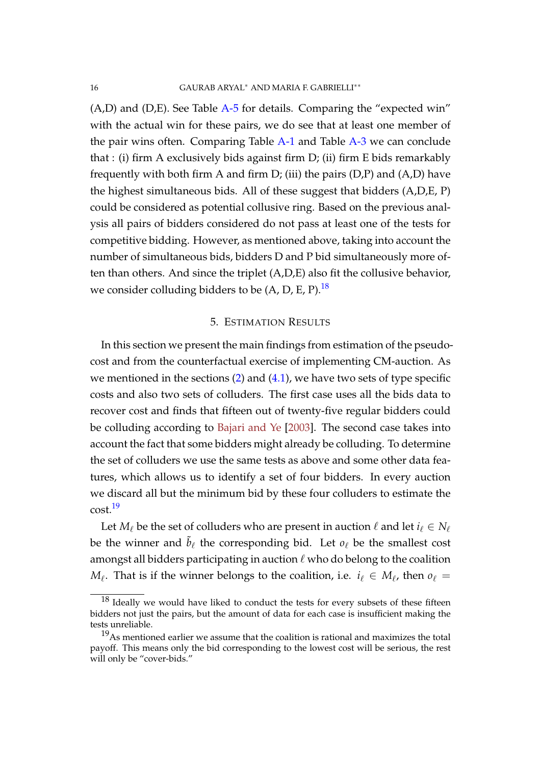(A,D) and (D,E). See Table A-5 for details. Comparing the "expected win" with the actual win for these pairs, we do see that at least one member of the pair wins often. Comparing Table A-1 and Table A-3 we can conclude that : (i) firm A exclusively bids against firm D; (ii) firm E bids remarkably frequently with both firm A and firm D; (iii) the pairs (D,P) and (A,D) have the highest simultaneous bids. All of these suggest that bidders (A,D,E, P) could be considered as potential collusive ring. Based on the previous analysis all pairs of bidders considered do not pass at least one of the tests for competitive bidding. However, as mentioned above, taking into account the number of simultaneous bids, bidders D and P bid simultaneously more often than others. And since the triplet (A,D,E) also fit the collusive behavior, we consider colluding bidders to be (A, D, E, P).[18]

## 5. Estimation Results

In this section we present the main findings from estimation of the pseudo-cost and from the counterfactual exercise of implementing CM-auction. As we mentioned in the sections (2) and (4.1), we have two sets of type specific costs and also two sets of colluders. The first case uses all the bids data to recover cost and finds that fifteen out of twenty-five regular bidders could be colluding according to Bajari and Ye [2003]. The second case takes into account the fact that some bidders might already be colluding. To determine the set of colluders we use the same tests as above and some other data features, which allows us to identify a set of four bidders. In every auction we discard all but the minimum bid by these four colluders to estimate the cost.[19]

Let $M_\ell$ be the set of colluders who are present in auction $\ell$ and let $i_\ell \in N_\ell$ be the winner and $\tilde{b}_\ell$ the corresponding bid. Let $o_\ell$ be the smallest cost amongst all bidders participating in auction $\ell$ who do belong to the coalition $M_\ell$. That is if the winner belongs to the coalition, i.e. $i_\ell \in M_\ell$, then $o_\ell =$

[18] Ideally we would have liked to conduct the tests for every subsets of these fifteen bidders not just the pairs, but the amount of data for each case is insufficient making the tests unreliable.

[19] As mentioned earlier we assume that the coalition is rational and maximizes the total payoff. This means only the bid corresponding to the lowest cost will be serious, the rest will only be "cover-bids."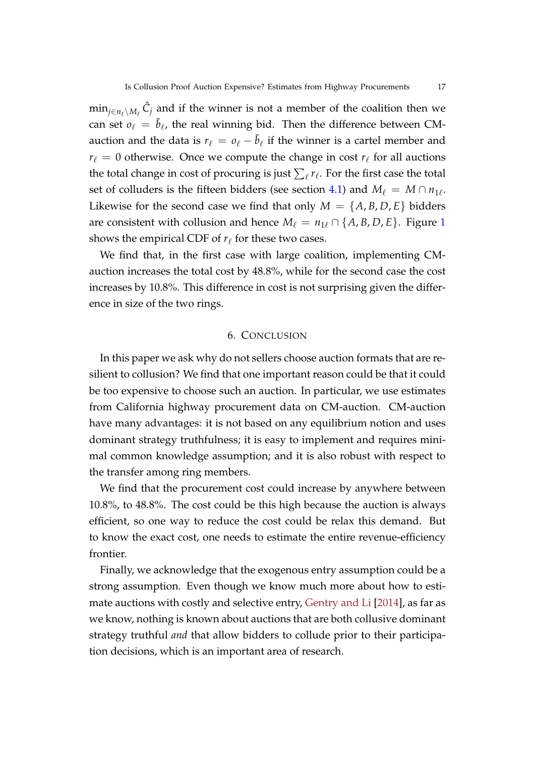$\min_{j \in n_\ell \setminus M_\ell} \hat{C}_j$ and if the winner is not a member of the coalition then we can set $o_\ell = \tilde{b}_\ell$, the real winning bid. Then the difference between CM-auction and the data is $r_\ell = o_\ell - \tilde{b}_\ell$ if the winner is a cartel member and $r_\ell = 0$ otherwise. Once we compute the change in cost $r_\ell$ for all auctions the total change in cost of procuring is just $\sum_\ell r_\ell$. For the first case the total set of colluders is the fifteen bidders (see section 4.1) and $M_\ell = M \cap n_{1\ell}$. Likewise for the second case we find that only $M = \{A, B, D, E\}$ bidders are consistent with collusion and hence $M_\ell = n_{1\ell} \cap \{A, B, D, E\}$. Figure 1 shows the empirical CDF of $r_\ell$ for these two cases.

We find that, in the first case with large coalition, implementing CM-auction increases the total cost by 48.8%, while for the second case the cost increases by 10.8%. This difference in cost is not surprising given the difference in size of the two rings.

## 6. Conclusion

In this paper we ask why do not sellers choose auction formats that are resilient to collusion? We find that one important reason could be that it could be too expensive to choose such an auction. In particular, we use estimates from California highway procurement data on CM-auction. CM-auction have many advantages: it is not based on any equilibrium notion and uses dominant strategy truthfulness; it is easy to implement and requires minimal common knowledge assumption; and it is also robust with respect to the transfer among ring members.

We find that the procurement cost could increase by anywhere between 10.8%, to 48.8%. The cost could be this high because the auction is always efficient, so one way to reduce the cost could be relax this demand. But to know the exact cost, one needs to estimate the entire revenue-efficiency frontier.

Finally, we acknowledge that the exogenous entry assumption could be a strong assumption. Even though we know much more about how to estimate auctions with costly and selective entry, Gentry and Li [2014], as far as we know, nothing is known about auctions that are both collusive dominant strategy truthful *and* that allow bidders to collude prior to their participation decisions, which is an important area of research.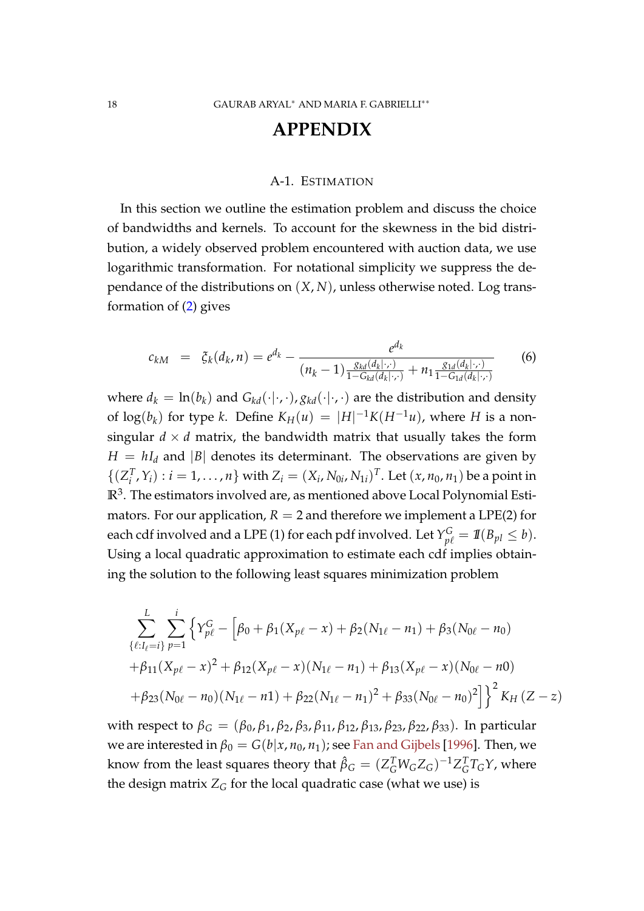# APPENDIX

## A-1. Estimation

In this section we outline the estimation problem and discuss the choice of bandwidths and kernels. To account for the skewness in the bid distribution, a widely observed problem encountered with auction data, we use logarithmic transformation. For notational simplicity we suppress the dependance of the distributions on $(X, N)$, unless otherwise noted. Log transformation of (2) gives

$$c_{kM} \;\; = \;\; \xi_k(d_k, n) = e^{d_k} - \frac{e^{d_k}}{(n_k - 1)\frac{g_{kd}(d_k|\cdot,\cdot)}{1-G_{kd}(d_k|\cdot,\cdot)} + n_1 \frac{g_{1d}(d_k|\cdot,\cdot)}{1-G_{1d}(d_k|\cdot,\cdot)}} \tag{6}$$

where $d_k = \ln(b_k)$ and $G_{kd}(\cdot|\cdot,\cdot), g_{kd}(\cdot|\cdot,\cdot)$ are the distribution and density of $\log(b_k)$ for type $k$. Define $K_H(u) = |H|^{-1}K(H^{-1}u)$, where $H$ is a non-singular $d \times d$ matrix, the bandwidth matrix that usually takes the form $H = hI_d$ and $|B|$ denotes its determinant. The observations are given by $\{(Z_i^T, Y_i) : i = 1, \ldots, n\}$ with $Z_i = (X_i, N_{0i}, N_{1i})^T$. Let $(x, n_0, n_1)$ be a point in $\mathbb{R}^3$. The estimators involved are, as mentioned above Local Polynomial Estimators. For our application, $R = 2$ and therefore we implement a LPE(2) for each cdf involved and a LPE (1) for each pdf involved. Let $Y_{p\ell}^G = \mathbb{1}(B_{pl} \leq b)$. Using a local quadratic approximation to estimate each cdf implies obtaining the solution to the following least squares minimization problem

$$\sum_{\{\ell : I_\ell = i\}}^{L} \sum_{p=1}^{i} \Big\{ Y_{p\ell}^G - \Big[ \beta_0 + \beta_1(X_{p\ell} - x) + \beta_2(N_{1\ell} - n_1) + \beta_3(N_{0\ell} - n_0)$$
$$+ \beta_{11}(X_{p\ell} - x)^2 + \beta_{12}(X_{p\ell} - x)(N_{1\ell} - n_1) + \beta_{13}(X_{p\ell} - x)(N_{0\ell} - n0)$$
$$+ \beta_{23}(N_{0\ell} - n_0)(N_{1\ell} - n1) + \beta_{22}(N_{1\ell} - n_1)^2 + \beta_{33}(N_{0\ell} - n_0)^2 \Big] \Big\}^2 K_H(Z - z)$$

with respect to $\beta_G = (\beta_0, \beta_1, \beta_2, \beta_3, \beta_{11}, \beta_{12}, \beta_{13}, \beta_{23}, \beta_{22}, \beta_{33})$. In particular we are interested in $\beta_0 = G(b|x, n_0, n_1)$; see Fan and Gijbels [1996]. Then, we know from the least squares theory that $\hat{\beta}_G = (Z_G^T W_G Z_G)^{-1} Z_G^T T_G Y$, where the design matrix $Z_G$ for the local quadratic case (what we use) is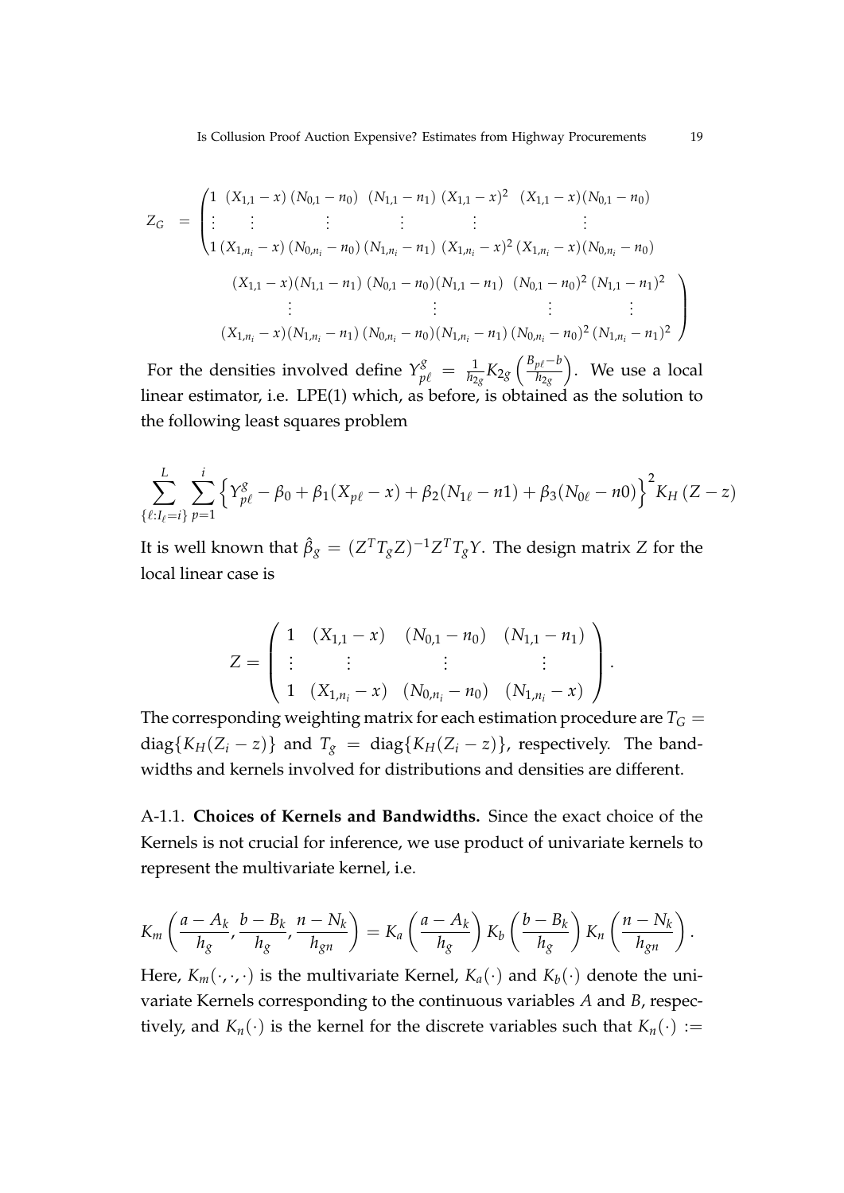$$
Z_G = \begin{pmatrix} 1 & (X_{1,1}-x) & (N_{0,1}-n_0) & (N_{1,1}-n_1) & (X_{1,1}-x)^2 & (X_{1,1}-x)(N_{0,1}-n_0) \\ \vdots & \vdots & \vdots & \vdots & \vdots & \vdots \\ 1 & (X_{1,n_i}-x) & (N_{0,n_i}-n_0) & (N_{1,n_i}-n_1) & (X_{1,n_i}-x)^2 & (X_{1,n_i}-x)(N_{0,n_i}-n_0) \end{pmatrix.
$$
$$
\left. \begin{matrix} (X_{1,1}-x)(N_{1,1}-n_1) & (N_{0,1}-n_0)(N_{1,1}-n_1) & (N_{0,1}-n_0)^2 & (N_{1,1}-n_1)^2 \\ \vdots & \vdots & \vdots & \vdots \\ (X_{1,n_i}-x)(N_{1,n_i}-n_1) & (N_{0,n_i}-n_0)(N_{1,n_i}-n_1) & (N_{0,n_i}-n_0)^2 & (N_{1,n_i}-n_1)^2 \end{matrix} \right)
$$

For the densities involved define $Y^g_{p\ell} = \frac{1}{h_{2g}} K_{2g}\left(\frac{B_{p\ell}-b}{h_{2g}}\right)$. We use a local linear estimator, i.e. LPE(1) which, as before, is obtained as the solution to the following least squares problem

$$
\sum_{\{\ell: I_\ell = i\}}^{L} \sum_{p=1}^{i} \left\{ Y^g_{p\ell} - \beta_0 + \beta_1 (X_{p\ell} - x) + \beta_2 (N_{1\ell} - n1) + \beta_3 (N_{0\ell} - n0) \right\}^2 K_H\left(Z - z\right)
$$

It is well known that $\hat{\beta}_g = (Z^T T_g Z)^{-1} Z^T T_g Y$. The design matrix $Z$ for the local linear case is

$$
Z = \begin{pmatrix} 1 & (X_{1,1}-x) & (N_{0,1}-n_0) & (N_{1,1}-n_1) \\ \vdots & \vdots & \vdots & \vdots \\ 1 & (X_{1,n_i}-x) & (N_{0,n_i}-n_0) & (N_{1,n_i}-x) \end{pmatrix}.
$$

The corresponding weighting matrix for each estimation procedure are $T_G = \text{diag}\{K_H(Z_i - z)\}$ and $T_g = \text{diag}\{K_H(Z_i - z)\}$, respectively. The bandwidths and kernels involved for distributions and densities are different.

A-1.1. **Choices of Kernels and Bandwidths.** Since the exact choice of the Kernels is not crucial for inference, we use product of univariate kernels to represent the multivariate kernel, i.e.

$$
K_m\left(\frac{a - A_k}{h_g}, \frac{b - B_k}{h_g}, \frac{n - N_k}{h_{gn}}\right) = K_a\left(\frac{a - A_k}{h_g}\right) K_b\left(\frac{b - B_k}{h_g}\right) K_n\left(\frac{n - N_k}{h_{gn}}\right).
$$

Here, $K_m(\cdot,\cdot,\cdot)$ is the multivariate Kernel, $K_a(\cdot)$ and $K_b(\cdot)$ denote the univariate Kernels corresponding to the continuous variables $A$ and $B$, respectively, and $K_n(\cdot)$ is the kernel for the discrete variables such that $K_n(\cdot) :=$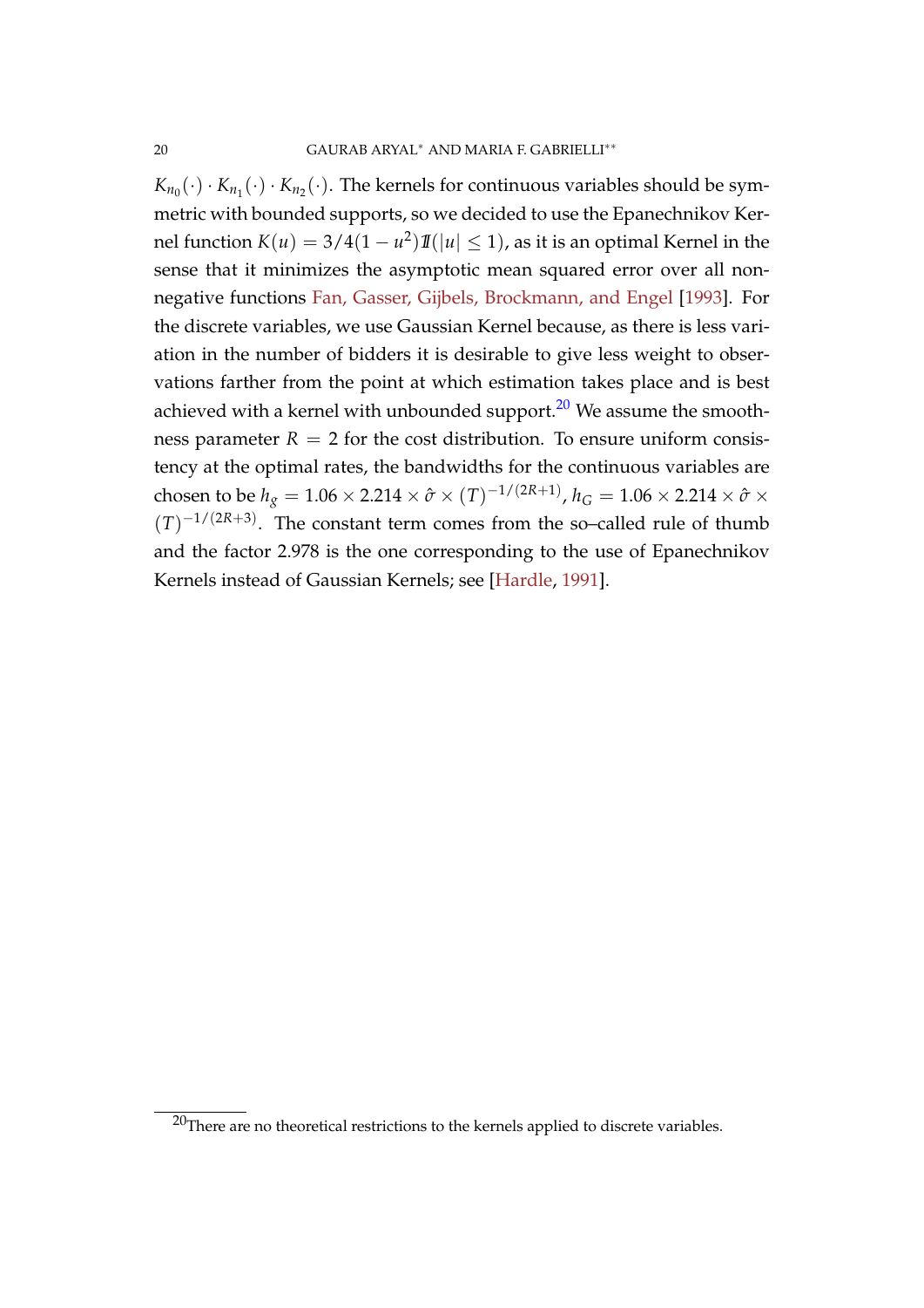$K_{n_0}(\cdot) \cdot K_{n_1}(\cdot) \cdot K_{n_2}(\cdot)$. The kernels for continuous variables should be symmetric with bounded supports, so we decided to use the Epanechnikov Kernel function $K(u) = 3/4(1-u^2)\mathbb{1}(|u| \leq 1)$, as it is an optimal Kernel in the sense that it minimizes the asymptotic mean squared error over all non-negative functions Fan, Gasser, Gijbels, Brockmann, and Engel [1993]. For the discrete variables, we use Gaussian Kernel because, as there is less variation in the number of bidders it is desirable to give less weight to observations farther from the point at which estimation takes place and is best achieved with a kernel with unbounded support.[20] We assume the smoothness parameter $R = 2$ for the cost distribution. To ensure uniform consistency at the optimal rates, the bandwidths for the continuous variables are chosen to be $h_g = 1.06 \times 2.214 \times \hat{\sigma} \times (T)^{-1/(2R+1)}$, $h_G = 1.06 \times 2.214 \times \hat{\sigma} \times (T)^{-1/(2R+3)}$. The constant term comes from the so–called rule of thumb and the factor 2.978 is the one corresponding to the use of Epanechnikov Kernels instead of Gaussian Kernels; see [Hardle, 1991].

[20]There are no theoretical restrictions to the kernels applied to discrete variables.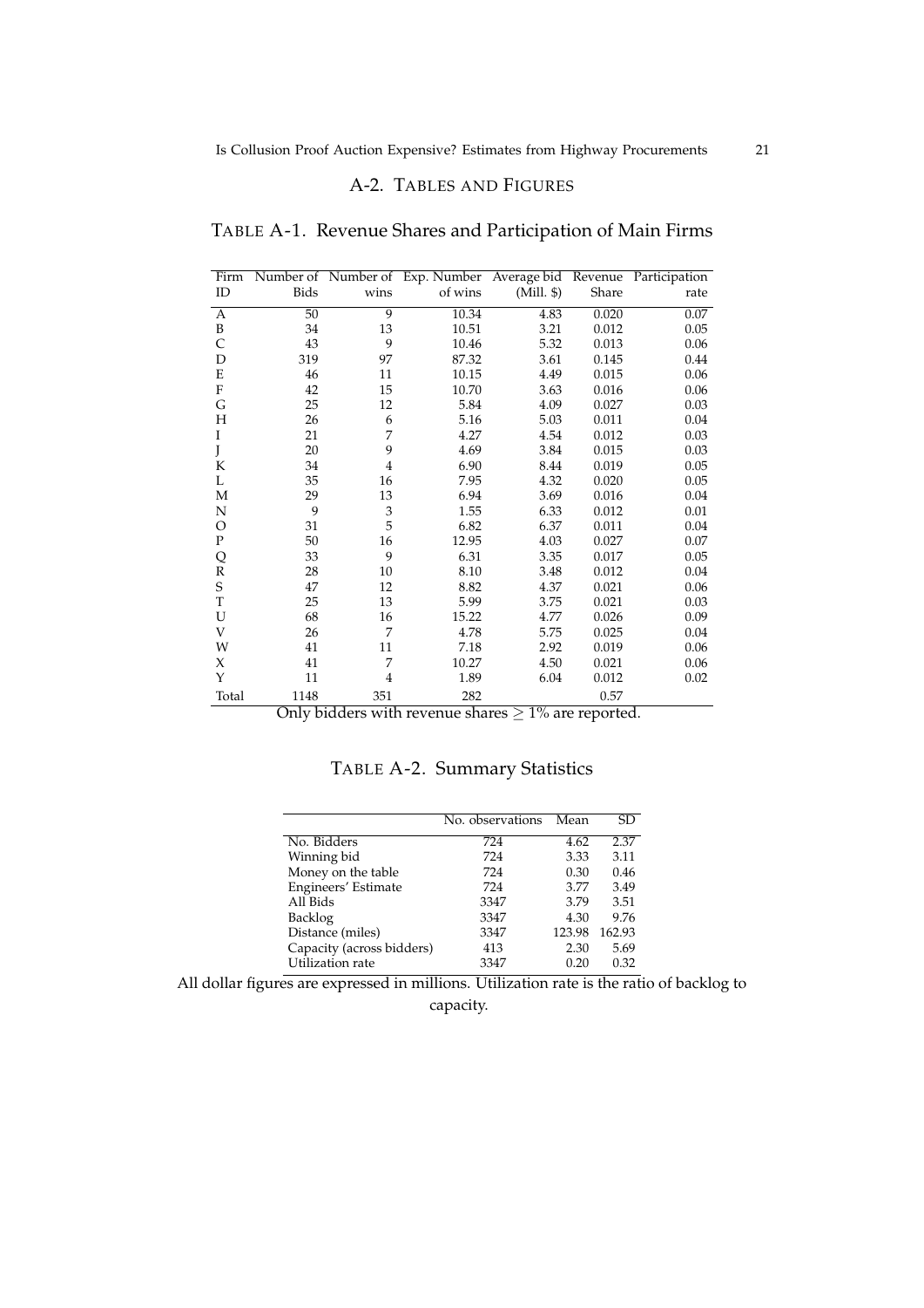## A-2. Tables and Figures

TABLE A-1. Revenue Shares and Participation of Main Firms

| Firm ID | Number of Bids | Number of wins | Exp. Number of wins | Average bid (Mill. $) | Revenue Share | Participation rate |
|---|---|---|---|---|---|---|
| A | 50 | 9 | 10.34 | 4.83 | 0.020 | 0.07 |
| B | 34 | 13 | 10.51 | 3.21 | 0.012 | 0.05 |
| C | 43 | 9 | 10.46 | 5.32 | 0.013 | 0.06 |
| D | 319 | 97 | 87.32 | 3.61 | 0.145 | 0.44 |
| E | 46 | 11 | 10.15 | 4.49 | 0.015 | 0.06 |
| F | 42 | 15 | 10.70 | 3.63 | 0.016 | 0.06 |
| G | 25 | 12 | 5.84 | 4.09 | 0.027 | 0.03 |
| H | 26 | 6 | 5.16 | 5.03 | 0.011 | 0.04 |
| I | 21 | 7 | 4.27 | 4.54 | 0.012 | 0.03 |
| J | 20 | 9 | 4.69 | 3.84 | 0.015 | 0.03 |
| K | 34 | 4 | 6.90 | 8.44 | 0.019 | 0.05 |
| L | 35 | 16 | 7.95 | 4.32 | 0.020 | 0.05 |
| M | 29 | 13 | 6.94 | 3.69 | 0.016 | 0.04 |
| N | 9 | 3 | 1.55 | 6.33 | 0.012 | 0.01 |
| O | 31 | 5 | 6.82 | 6.37 | 0.011 | 0.04 |
| P | 50 | 16 | 12.95 | 4.03 | 0.027 | 0.07 |
| Q | 33 | 9 | 6.31 | 3.35 | 0.017 | 0.05 |
| R | 28 | 10 | 8.10 | 3.48 | 0.012 | 0.04 |
| S | 47 | 12 | 8.82 | 4.37 | 0.021 | 0.06 |
| T | 25 | 13 | 5.99 | 3.75 | 0.021 | 0.03 |
| U | 68 | 16 | 15.22 | 4.77 | 0.026 | 0.09 |
| V | 26 | 7 | 4.78 | 5.75 | 0.025 | 0.04 |
| W | 41 | 11 | 7.18 | 2.92 | 0.019 | 0.06 |
| X | 41 | 7 | 10.27 | 4.50 | 0.021 | 0.06 |
| Y | 11 | 4 | 1.89 | 6.04 | 0.012 | 0.02 |
| Total | 1148 | 351 | 282 | | 0.57 | |

Only bidders with revenue shares $\geq 1\%$ are reported.

TABLE A-2. Summary Statistics

| | No. observations | Mean | SD |
|---|---|---|---|
| No. Bidders | 724 | 4.62 | 2.37 |
| Winning bid | 724 | 3.33 | 3.11 |
| Money on the table | 724 | 0.30 | 0.46 |
| Engineers' Estimate | 724 | 3.77 | 3.49 |
| All Bids | 3347 | 3.79 | 3.51 |
| Backlog | 3347 | 4.30 | 9.76 |
| Distance (miles) | 3347 | 123.98 | 162.93 |
| Capacity (across bidders) | 413 | 2.30 | 5.69 |
| Utilization rate | 3347 | 0.20 | 0.32 |

All dollar figures are expressed in millions. Utilization rate is the ratio of backlog to capacity.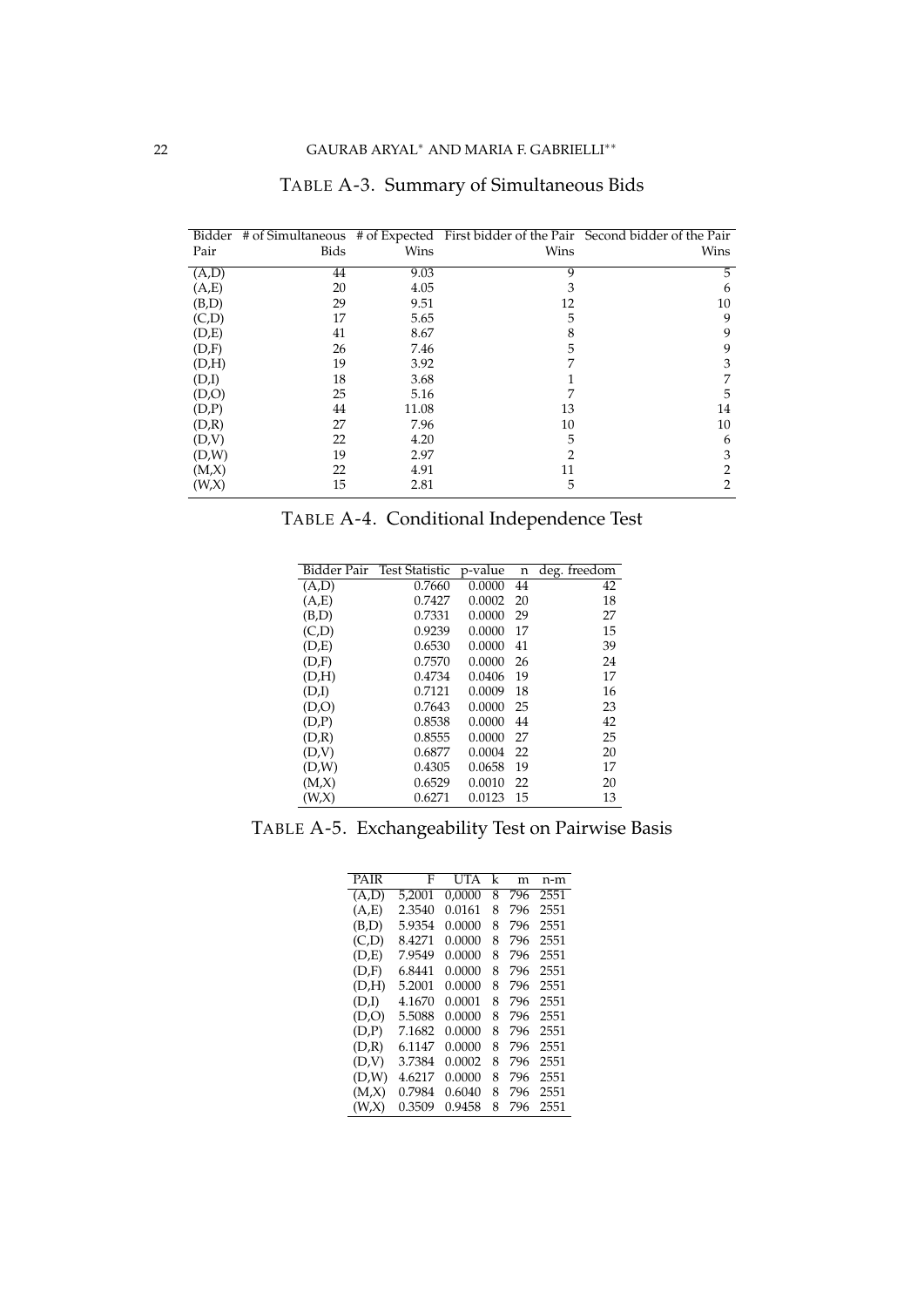TABLE A-3. Summary of Simultaneous Bids

| Bidder Pair | # of Simultaneous Bids | # of Expected Wins | First bidder of the Pair Wins | Second bidder of the Pair Wins |
|---|---|---|---|---|
| (A,D) | 44 | 9.03 | 9 | 5 |
| (A,E) | 20 | 4.05 | 3 | 6 |
| (B,D) | 29 | 9.51 | 12 | 10 |
| (C,D) | 17 | 5.65 | 5 | 9 |
| (D,E) | 41 | 8.67 | 8 | 9 |
| (D,F) | 26 | 7.46 | 5 | 9 |
| (D,H) | 19 | 3.92 | 7 | 3 |
| (D,I) | 18 | 3.68 | 1 | 7 |
| (D,O) | 25 | 5.16 | 7 | 5 |
| (D,P) | 44 | 11.08 | 13 | 14 |
| (D,R) | 27 | 7.96 | 10 | 10 |
| (D,V) | 22 | 4.20 | 5 | 6 |
| (D,W) | 19 | 2.97 | 2 | 3 |
| (M,X) | 22 | 4.91 | 11 | 2 |
| (W,X) | 15 | 2.81 | 5 | 2 |

TABLE A-4. Conditional Independence Test

| Bidder Pair | Test Statistic | p-value | n | deg. freedom |
|---|---|---|---|---|
| (A,D) | 0.7660 | 0.0000 | 44 | 42 |
| (A,E) | 0.7427 | 0.0002 | 20 | 18 |
| (B,D) | 0.7331 | 0.0000 | 29 | 27 |
| (C,D) | 0.9239 | 0.0000 | 17 | 15 |
| (D,E) | 0.6530 | 0.0000 | 41 | 39 |
| (D,F) | 0.7570 | 0.0000 | 26 | 24 |
| (D,H) | 0.4734 | 0.0406 | 19 | 17 |
| (D,I) | 0.7121 | 0.0009 | 18 | 16 |
| (D,O) | 0.7643 | 0.0000 | 25 | 23 |
| (D,P) | 0.8538 | 0.0000 | 44 | 42 |
| (D,R) | 0.8555 | 0.0000 | 27 | 25 |
| (D,V) | 0.6877 | 0.0004 | 22 | 20 |
| (D,W) | 0.4305 | 0.0658 | 19 | 17 |
| (M,X) | 0.6529 | 0.0010 | 22 | 20 |
| (W,X) | 0.6271 | 0.0123 | 15 | 13 |

TABLE A-5. Exchangeability Test on Pairwise Basis

| PAIR | F | UTA | k | m | n-m |
|---|---|---|---|---|---|
| (A,D) | 5,2001 | 0,0000 | 8 | 796 | 2551 |
| (A,E) | 2.3540 | 0.0161 | 8 | 796 | 2551 |
| (B,D) | 5.9354 | 0.0000 | 8 | 796 | 2551 |
| (C,D) | 8.4271 | 0.0000 | 8 | 796 | 2551 |
| (D,E) | 7.9549 | 0.0000 | 8 | 796 | 2551 |
| (D,F) | 6.8441 | 0.0000 | 8 | 796 | 2551 |
| (D,H) | 5.2001 | 0.0000 | 8 | 796 | 2551 |
| (D,I) | 4.1670 | 0.0001 | 8 | 796 | 2551 |
| (D,O) | 5.5088 | 0.0000 | 8 | 796 | 2551 |
| (D,P) | 7.1682 | 0.0000 | 8 | 796 | 2551 |
| (D,R) | 6.1147 | 0.0000 | 8 | 796 | 2551 |
| (D,V) | 3.7384 | 0.0002 | 8 | 796 | 2551 |
| (D,W) | 4.6217 | 0.0000 | 8 | 796 | 2551 |
| (M,X) | 0.7984 | 0.6040 | 8 | 796 | 2551 |
| (W,X) | 0.3509 | 0.9458 | 8 | 796 | 2551 |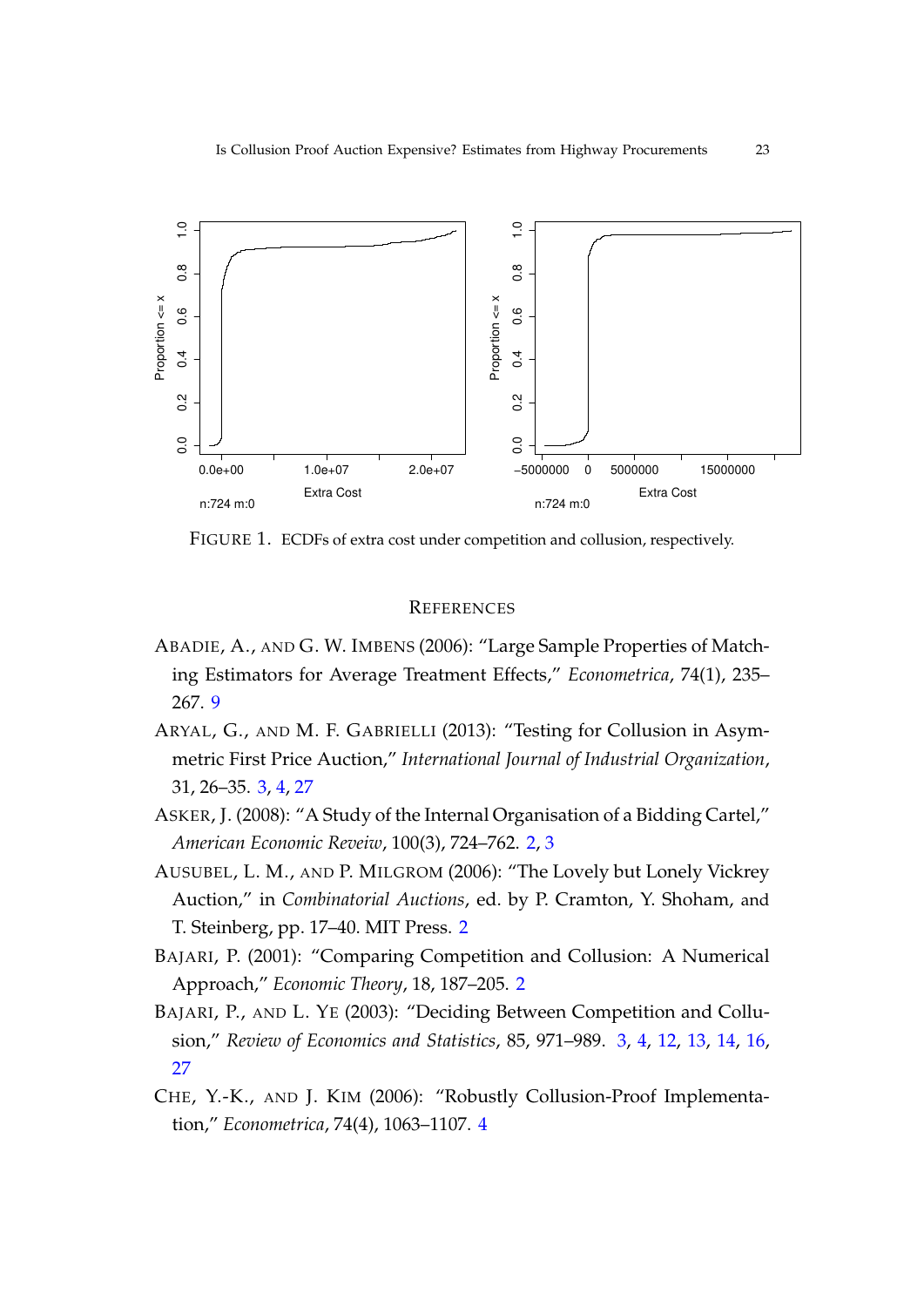FIGURE 1. ECDFs of extra cost under competition and collusion, respectively.

## REFERENCES

ABADIE, A., AND G. W. IMBENS (2006): "Large Sample Properties of Matching Estimators for Average Treatment Effects," *Econometrica*, 74(1), 235–267. 9

ARYAL, G., AND M. F. GABRIELLI (2013): "Testing for Collusion in Asymmetric First Price Auction," *International Journal of Industrial Organization*, 31, 26–35. 3, 4, 27

ASKER, J. (2008): "A Study of the Internal Organisation of a Bidding Cartel," *American Economic Reveiw*, 100(3), 724–762. 2, 3

AUSUBEL, L. M., AND P. MILGROM (2006): "The Lovely but Lonely Vickrey Auction," in *Combinatorial Auctions*, ed. by P. Cramton, Y. Shoham, and T. Steinberg, pp. 17–40. MIT Press. 2

BAJARI, P. (2001): "Comparing Competition and Collusion: A Numerical Approach," *Economic Theory*, 18, 187–205. 2

BAJARI, P., AND L. YE (2003): "Deciding Between Competition and Collusion," *Review of Economics and Statistics*, 85, 971–989. 3, 4, 12, 13, 14, 16, 27

CHE, Y.-K., AND J. KIM (2006): "Robustly Collusion-Proof Implementation," *Econometrica*, 74(4), 1063–1107. 4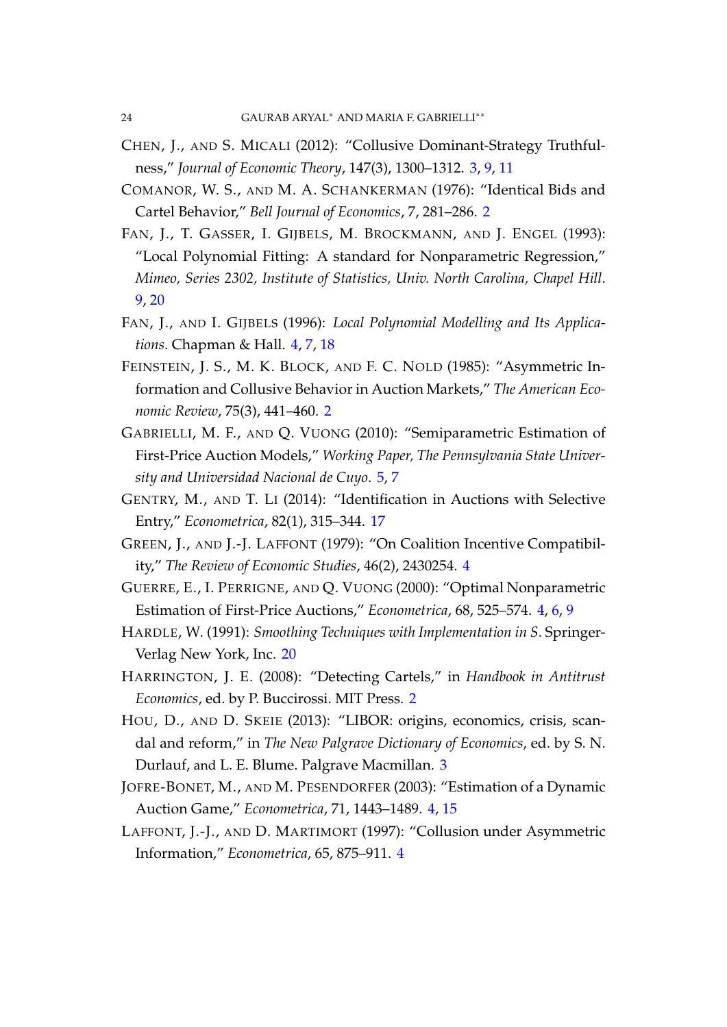Chen, J., and S. Micali (2012): "Collusive Dominant-Strategy Truthfulness," *Journal of Economic Theory*, 147(3), 1300–1312. 3, 9, 11

Comanor, W. S., and M. A. Schankerman (1976): "Identical Bids and Cartel Behavior," *Bell Journal of Economics*, 7, 281–286. 2

Fan, J., T. Gasser, I. Gijbels, M. Brockmann, and J. Engel (1993): "Local Polynomial Fitting: A standard for Nonparametric Regression," *Mimeo, Series 2302, Institute of Statistics, Univ. North Carolina, Chapel Hill*. 9, 20

Fan, J., and I. Gijbels (1996): *Local Polynomial Modelling and Its Applications*. Chapman & Hall. 4, 7, 18

Feinstein, J. S., M. K. Block, and F. C. Nold (1985): "Asymmetric Information and Collusive Behavior in Auction Markets," *The American Economic Review*, 75(3), 441–460. 2

Gabrielli, M. F., and Q. Vuong (2010): "Semiparametric Estimation of First-Price Auction Models," *Working Paper, The Pennsylvania State University and Universidad Nacional de Cuyo*. 5, 7

Gentry, M., and T. Li (2014): "Identification in Auctions with Selective Entry," *Econometrica*, 82(1), 315–344. 17

Green, J., and J.-J. Laffont (1979): "On Coalition Incentive Compatibility," *The Review of Economic Studies*, 46(2), 2430254. 4

Guerre, E., I. Perrigne, and Q. Vuong (2000): "Optimal Nonparametric Estimation of First-Price Auctions," *Econometrica*, 68, 525–574. 4, 6, 9

Hardle, W. (1991): *Smoothing Techniques with Implementation in S*. Springer-Verlag New York, Inc. 20

Harrington, J. E. (2008): "Detecting Cartels," in *Handbook in Antitrust Economics*, ed. by P. Buccirossi. MIT Press. 2

Hou, D., and D. Skeie (2013): "LIBOR: origins, economics, crisis, scandal and reform," in *The New Palgrave Dictionary of Economics*, ed. by S. N. Durlauf, and L. E. Blume. Palgrave Macmillan. 3

Jofre-Bonet, M., and M. Pesendorfer (2003): "Estimation of a Dynamic Auction Game," *Econometrica*, 71, 1443–1489. 4, 15

Laffont, J.-J., and D. Martimort (1997): "Collusion under Asymmetric Information," *Econometrica*, 65, 875–911. 4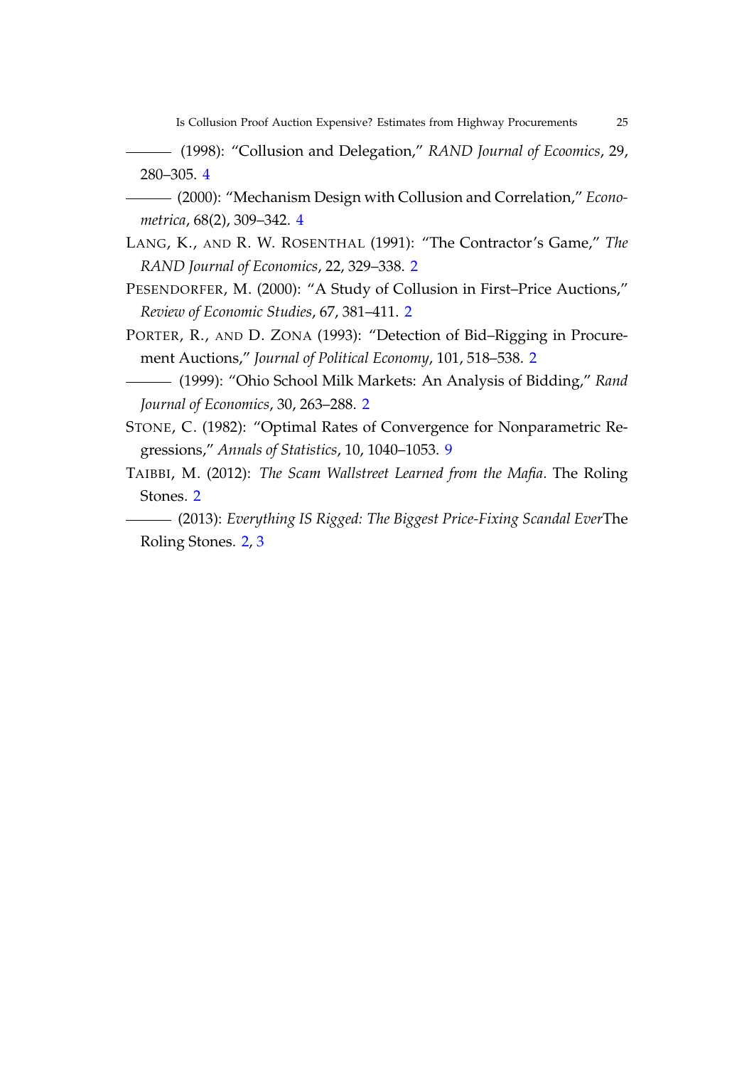——— (1998): "Collusion and Delegation," *RAND Journal of Ecoomics*, 29, 280–305. 4

——— (2000): "Mechanism Design with Collusion and Correlation," *Econometrica*, 68(2), 309–342. 4

LANG, K., AND R. W. ROSENTHAL (1991): "The Contractor's Game," *The RAND Journal of Economics*, 22, 329–338. 2

PESENDORFER, M. (2000): "A Study of Collusion in First–Price Auctions," *Review of Economic Studies*, 67, 381–411. 2

PORTER, R., AND D. ZONA (1993): "Detection of Bid–Rigging in Procurement Auctions," *Journal of Political Economy*, 101, 518–538. 2

——— (1999): "Ohio School Milk Markets: An Analysis of Bidding," *Rand Journal of Economics*, 30, 263–288. 2

STONE, C. (1982): "Optimal Rates of Convergence for Nonparametric Regressions," *Annals of Statistics*, 10, 1040–1053. 9

TAIBBI, M. (2012): *The Scam Wallstreet Learned from the Mafia*. The Roling Stones. 2

——— (2013): *Everything IS Rigged: The Biggest Price-Fixing Scandal Ever*The Roling Stones. 2, 3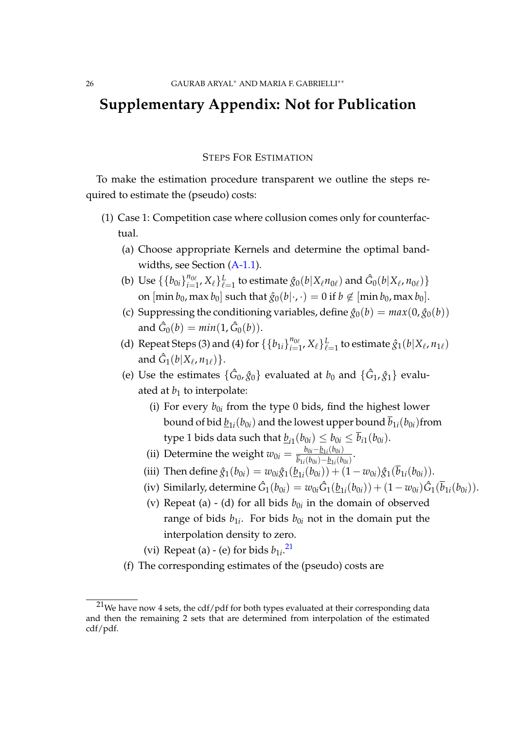# Supplementary Appendix: Not for Publication

## Steps For Estimation

To make the estimation procedure transparent we outline the steps required to estimate the (pseudo) costs:

(1) Case 1: Competition case where collusion comes only for counterfactual.

(a) Choose appropriate Kernels and determine the optimal bandwidths, see Section (A-1.1).

(b) Use $\{\{b_{0i}\}_{i=1}^{n_{0\ell}}, X_\ell\}_{\ell=1}^{L}$ to estimate $\hat{g}_0(b|X_\ell n_{0\ell})$ and $\hat{G}_0(b|X_\ell, n_{0\ell})\}$ on $[\min b_0, \max b_0]$ such that $\hat{g}_0(b|\cdot,\cdot) = 0$ if $b \notin [\min b_0, \max b_0]$.

(c) Suppressing the conditioning variables, define $\hat{g}_0(b) = max(0, \hat{g}_0(b))$ and $\hat{G}_0(b) = min(1, \hat{G}_0(b))$.

(d) Repeat Steps (3) and (4) for $\{\{b_{1i}\}_{i=1}^{n_{0\ell}}, X_\ell\}_{\ell=1}^{L}$ to estimate $\hat{g}_1(b|X_\ell, n_{1\ell})$ and $\hat{G}_1(b|X_\ell, n_{1\ell})\}$.

(e) Use the estimates $\{\hat{G}_0, \hat{g}_0\}$ evaluated at $b_0$ and $\{\hat{G}_1, \hat{g}_1\}$ evaluated at $b_1$ to interpolate:

(i) For every $b_{0i}$ from the type 0 bids, find the highest lower bound of bid $\underline{b}_{1i}(b_{0i})$ and the lowest upper bound $\overline{b}_{1i}(b_{0i})$from type 1 bids data such that $\underline{b}_{i1}(b_{0i}) \leq b_{0i} \leq \overline{b}_{i1}(b_{0i})$.

(ii) Determine the weight $w_{0i} = \frac{b_{0i} - \underline{b}_{1i}(b_{0i})}{\overline{b}_{1i}(b_{0i}) - \underline{b}_{1i}(b_{0i})}$.

(iii) Then define $\hat{g}_1(b_{0i}) = w_{0i}\hat{g}_1(\underline{b}_{1i}(b_{0i})) + (1 - w_{0i})\hat{g}_1(\overline{b}_{1i}(b_{0i}))$.

(iv) Similarly, determine $\hat{G}_1(b_{0i}) = w_{0i}\hat{G}_1(\underline{b}_{1i}(b_{0i})) + (1 - w_{0i})\hat{G}_1(\overline{b}_{1i}(b_{0i}))$.

(v) Repeat (a) - (d) for all bids $b_{0i}$ in the domain of observed range of bids $b_{1i}$. For bids $b_{0i}$ not in the domain put the interpolation density to zero.

(vi) Repeat (a) - (e) for bids $b_{1i}$.[21]

(f) The corresponding estimates of the (pseudo) costs are

[21]We have now 4 sets, the cdf/pdf for both types evaluated at their corresponding data and then the remaining 2 sets that are determined from interpolation of the estimated cdf/pdf.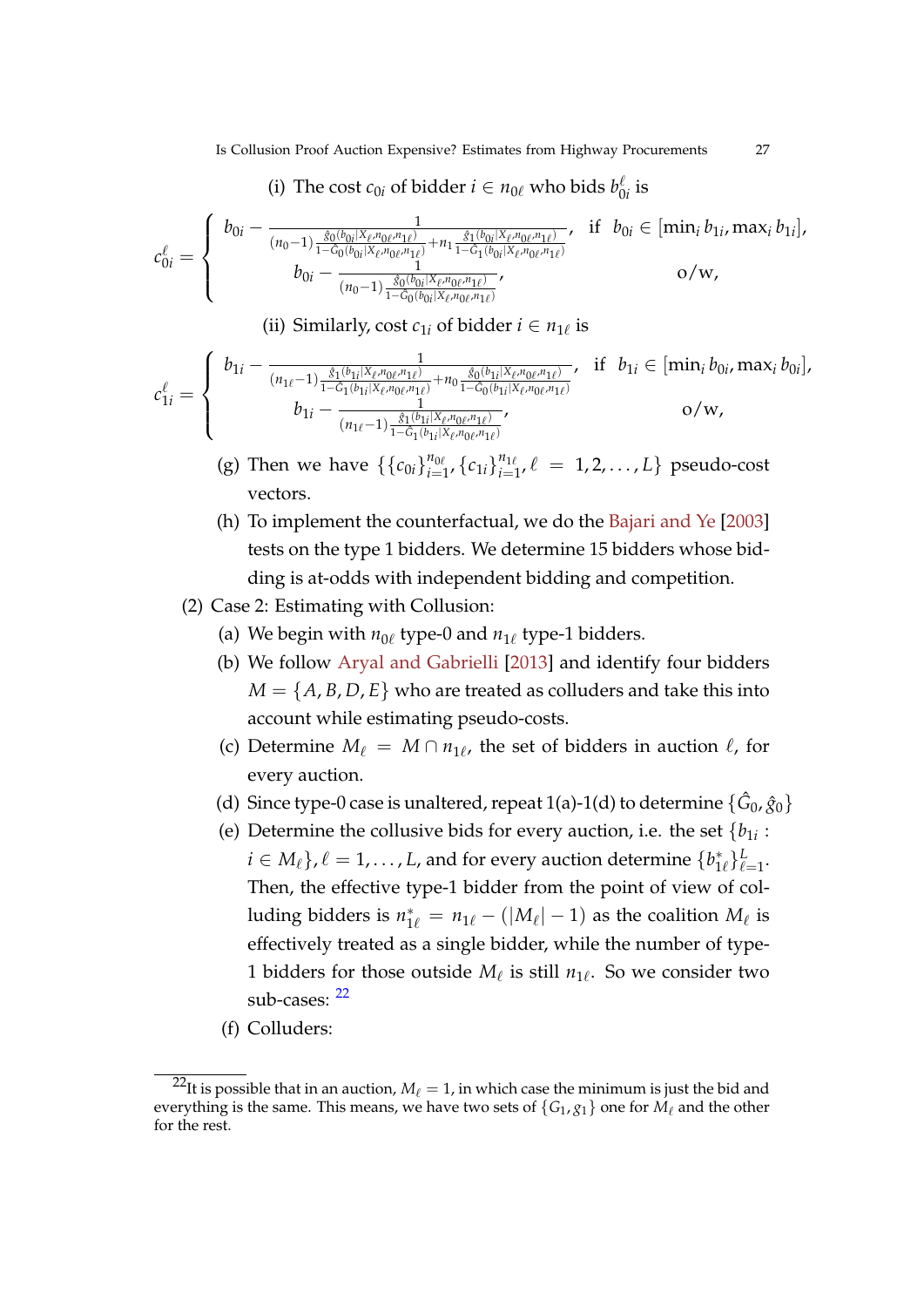(i) The cost $c_{0i}$ of bidder $i \in n_{0\ell}$ who bids $b_{0i}^{\ell}$ is

$$
c_{0i}^{\ell} = \begin{cases} b_{0i} - \dfrac{1}{(n_0-1)\frac{\hat{g}_0(b_{0i}|X_\ell,n_{0\ell},n_{1\ell})}{1-\hat{G}_0(b_{0i}|X_\ell,n_{0\ell},n_{1\ell})} + n_1 \frac{\hat{g}_1(b_{0i}|X_\ell,n_{0\ell},n_{1\ell})}{1-\hat{G}_1(b_{0i}|X_\ell,n_{0\ell},n_{1\ell})}}, & \text{if } \; b_{0i} \in [\min_i b_{1i}, \max_i b_{1i}], \\ b_{0i} - \dfrac{1}{(n_0-1)\frac{\hat{g}_0(b_{0i}|X_\ell,n_{0\ell},n_{1\ell})}{1-\hat{G}_0(b_{0i}|X_\ell,n_{0\ell},n_{1\ell})}}, & \text{o/w}, \end{cases}
$$

(ii) Similarly, cost $c_{1i}$ of bidder $i \in n_{1\ell}$ is

$$
c_{1i}^{\ell} = \begin{cases} b_{1i} - \dfrac{1}{(n_{1\ell}-1)\frac{\hat{g}_1(b_{1i}|X_\ell,n_{0\ell},n_{1\ell})}{1-\hat{G}_1(b_{1i}|X_\ell,n_{0\ell},n_{1\ell})} + n_0 \frac{\hat{g}_0(b_{1i}|X_\ell,n_{0\ell},n_{1\ell})}{1-\hat{G}_0(b_{1i}|X_\ell,n_{0\ell},n_{1\ell})}}, & \text{if } \; b_{1i} \in [\min_i b_{0i}, \max_i b_{0i}], \\ b_{1i} - \dfrac{1}{(n_{1\ell}-1)\frac{\hat{g}_1(b_{1i}|X_\ell,n_{0\ell},n_{1\ell})}{1-\hat{G}_1(b_{1i}|X_\ell,n_{0\ell},n_{1\ell})}}, & \text{o/w}, \end{cases}
$$

(g) Then we have $\{\{c_{0i}\}_{i=1}^{n_{0\ell}}, \{c_{1i}\}_{i=1}^{n_{1\ell}}, \ell = 1,2,\ldots,L\}$ pseudo-cost vectors.

(h) To implement the counterfactual, we do the Bajari and Ye [2003] tests on the type 1 bidders. We determine 15 bidders whose bidding is at-odds with independent bidding and competition.

(2) Case 2: Estimating with Collusion:

(a) We begin with $n_{0\ell}$ type-0 and $n_{1\ell}$ type-1 bidders.

(b) We follow Aryal and Gabrielli [2013] and identify four bidders $M = \{A, B, D, E\}$ who are treated as colluders and take this into account while estimating pseudo-costs.

(c) Determine $M_\ell = M \cap n_{1\ell}$, the set of bidders in auction $\ell$, for every auction.

(d) Since type-0 case is unaltered, repeat 1(a)-1(d) to determine $\{\hat{G}_0, \hat{g}_0\}$

(e) Determine the collusive bids for every auction, i.e. the set $\{b_{1i} : i \in M_\ell\}, \ell = 1,\ldots,L$, and for every auction determine $\{b_{1\ell}^*\}_{\ell=1}^{L}$. Then, the effective type-1 bidder from the point of view of colluding bidders is $n_{1\ell}^* = n_{1\ell} - (|M_\ell| - 1)$ as the coalition $M_\ell$ is effectively treated as a single bidder, while the number of type-1 bidders for those outside $M_\ell$ is still $n_{1\ell}$. So we consider two sub-cases: [22]

(f) Colluders:

[22] It is possible that in an auction, $M_\ell = 1$, in which case the minimum is just the bid and everything is the same. This means, we have two sets of $\{G_1, g_1\}$ one for $M_\ell$ and the other for the rest.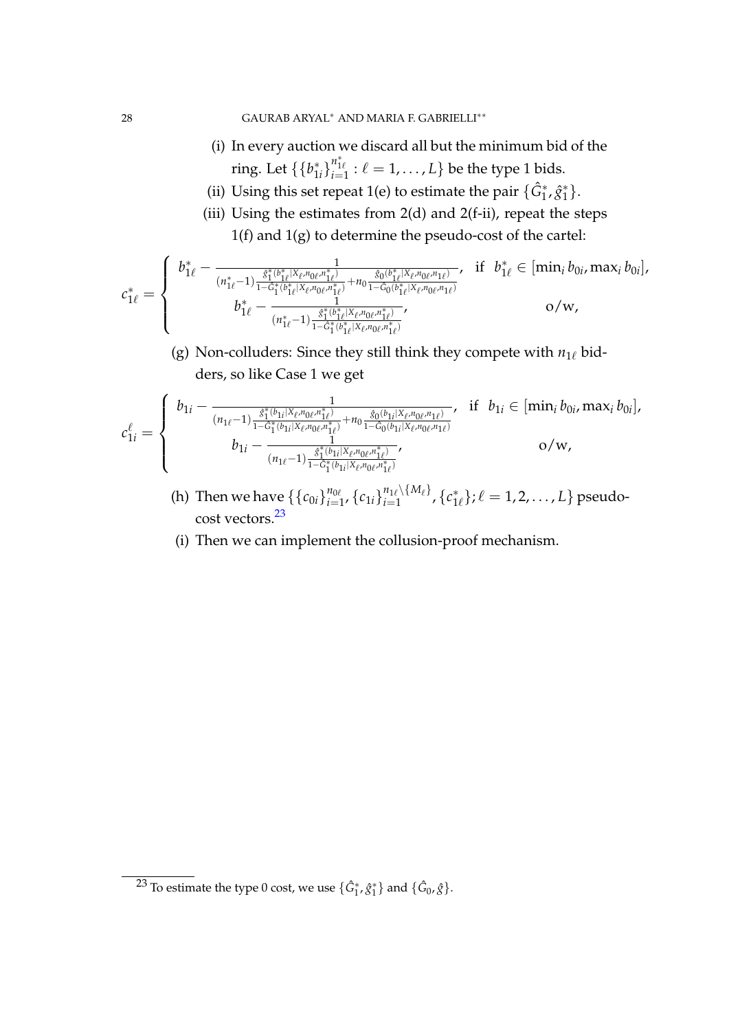(i) In every auction we discard all but the minimum bid of the ring. Let $\{\{b^*_{1i}\}_{i=1}^{n^*_{1\ell}} : \ell = 1, \ldots, L\}$ be the type 1 bids.

(ii) Using this set repeat 1(e) to estimate the pair $\{\hat{G}^*_1, \hat{g}^*_1\}$.

(iii) Using the estimates from 2(d) and 2(f-ii), repeat the steps 1(f) and 1(g) to determine the pseudo-cost of the cartel:

$$c^*_{1\ell} = \begin{cases} b^*_{1\ell} - \dfrac{1}{(n^*_{1\ell}-1)\frac{\hat{g}^*_1(b^*_{1\ell}|X_\ell,n_{0\ell},n^*_{1\ell})}{1-\hat{G}^*_1(b^*_{1\ell}|X_\ell,n_{0\ell},n^*_{1\ell})} + n_0\frac{\hat{g}_0(b^*_{1\ell}|X_\ell,n_{0\ell},n_{1\ell})}{1-\hat{G}_0(b^*_{1\ell}|X_\ell,n_{0\ell},n_{1\ell})}}, & \text{if } \ b^*_{1\ell} \in [\min_i b_{0i}, \max_i b_{0i}], \\ b^*_{1\ell} - \dfrac{1}{(n^*_{1\ell}-1)\frac{\hat{g}^*_1(b^*_{1\ell}|X_\ell,n_{0\ell},n^*_{1\ell})}{1-\hat{G}^*_1(b^*_{1\ell}|X_\ell,n_{0\ell},n^*_{1\ell})}}, & \text{o/w}, \end{cases}$$

(g) Non-colluders: Since they still think they compete with $n_{1\ell}$ bidders, so like Case 1 we get

$$c^\ell_{1i} = \begin{cases} b_{1i} - \dfrac{1}{(n_{1\ell}-1)\frac{\hat{g}^*_1(b_{1i}|X_\ell,n_{0\ell},n^*_{1\ell})}{1-\hat{G}^*_1(b_{1i}|X_\ell,n_{0\ell},n^*_{1\ell})} + n_0\frac{\hat{g}_0(b_{1i}|X_\ell,n_{0\ell},n_{1\ell})}{1-\hat{G}_0(b_{1i}|X_\ell,n_{0\ell},n_{1\ell})}}, & \text{if } \ b_{1i} \in [\min_i b_{0i}, \max_i b_{0i}], \\ b_{1i} - \dfrac{1}{(n_{1\ell}-1)\frac{\hat{g}^*_1(b_{1i}|X_\ell,n_{0\ell},n^*_{1\ell})}{1-\hat{G}^*_1(b_{1i}|X_\ell,n_{0\ell},n^*_{1\ell})}}, & \text{o/w}, \end{cases}$$

(h) Then we have $\{\{c_{0i}\}_{i=1}^{n_{0\ell}}, \{c_{1i}\}_{i=1}^{n_{1\ell}\setminus\{M_\ell\}}, \{c^*_{1\ell}\}; \ell = 1, 2, \ldots, L\}$ pseudo-cost vectors.[23]

(i) Then we can implement the collusion-proof mechanism.

[23] To estimate the type 0 cost, we use $\{\hat{G}^*_1, \hat{g}^*_1\}$ and $\{\hat{G}_0, \hat{g}\}$.